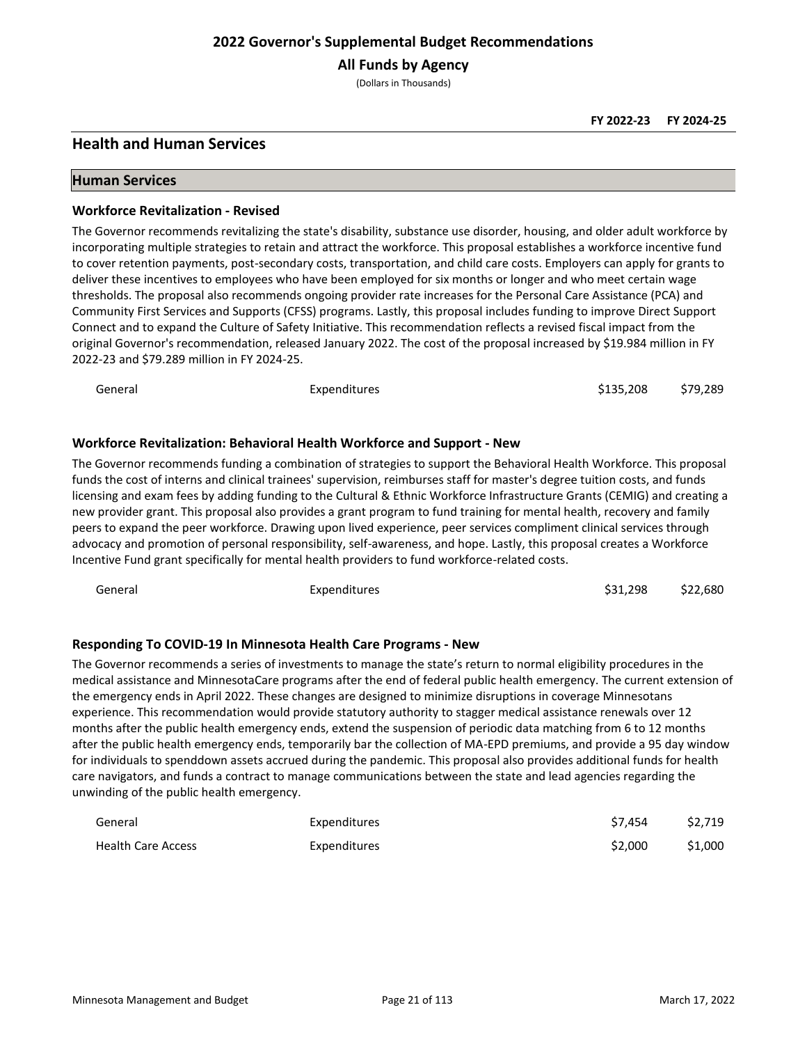# 2022 Governor's Supplemental Budget Recommendations

## All Funds by Agency

(Dollars in Thousands)

| | | FY 2022-23 | FY 2024-25 |
|---|---|---|---|

## Health and Human Services

### Human Services

#### Workforce Revitalization - Revised

The Governor recommends revitalizing the state's disability, substance use disorder, housing, and older adult workforce by incorporating multiple strategies to retain and attract the workforce. This proposal establishes a workforce incentive fund to cover retention payments, post-secondary costs, transportation, and child care costs. Employers can apply for grants to deliver these incentives to employees who have been employed for six months or longer and who meet certain wage thresholds. The proposal also recommends ongoing provider rate increases for the Personal Care Assistance (PCA) and Community First Services and Supports (CFSS) programs. Lastly, this proposal includes funding to improve Direct Support Connect and to expand the Culture of Safety Initiative. This recommendation reflects a revised fiscal impact from the original Governor's recommendation, released January 2022. The cost of the proposal increased by $19.984 million in FY 2022-23 and $79.289 million in FY 2024-25.

| Fund | Type | FY 2022-23 | FY 2024-25 |
|---|---|---|---|
| General | Expenditures | $135,208 | $79,289 |

#### Workforce Revitalization: Behavioral Health Workforce and Support - New

The Governor recommends funding a combination of strategies to support the Behavioral Health Workforce. This proposal funds the cost of interns and clinical trainees' supervision, reimburses staff for master's degree tuition costs, and funds licensing and exam fees by adding funding to the Cultural & Ethnic Workforce Infrastructure Grants (CEMIG) and creating a new provider grant. This proposal also provides a grant program to fund training for mental health, recovery and family peers to expand the peer workforce. Drawing upon lived experience, peer services compliment clinical services through advocacy and promotion of personal responsibility, self-awareness, and hope. Lastly, this proposal creates a Workforce Incentive Fund grant specifically for mental health providers to fund workforce-related costs.

| Fund | Type | FY 2022-23 | FY 2024-25 |
|---|---|---|---|
| General | Expenditures | $31,298 | $22,680 |

#### Responding To COVID-19 In Minnesota Health Care Programs - New

The Governor recommends a series of investments to manage the state's return to normal eligibility procedures in the medical assistance and MinnesotaCare programs after the end of federal public health emergency. The current extension of the emergency ends in April 2022. These changes are designed to minimize disruptions in coverage Minnesotans experience. This recommendation would provide statutory authority to stagger medical assistance renewals over 12 months after the public health emergency ends, extend the suspension of periodic data matching from 6 to 12 months after the public health emergency ends, temporarily bar the collection of MA-EPD premiums, and provide a 95 day window for individuals to spenddown assets accrued during the pandemic. This proposal also provides additional funds for health care navigators, and funds a contract to manage communications between the state and lead agencies regarding the unwinding of the public health emergency.

| Fund | Type | FY 2022-23 | FY 2024-25 |
|---|---|---|---|
| General | Expenditures | $7,454 | $2,719 |
| Health Care Access | Expenditures | $2,000 | $1,000 |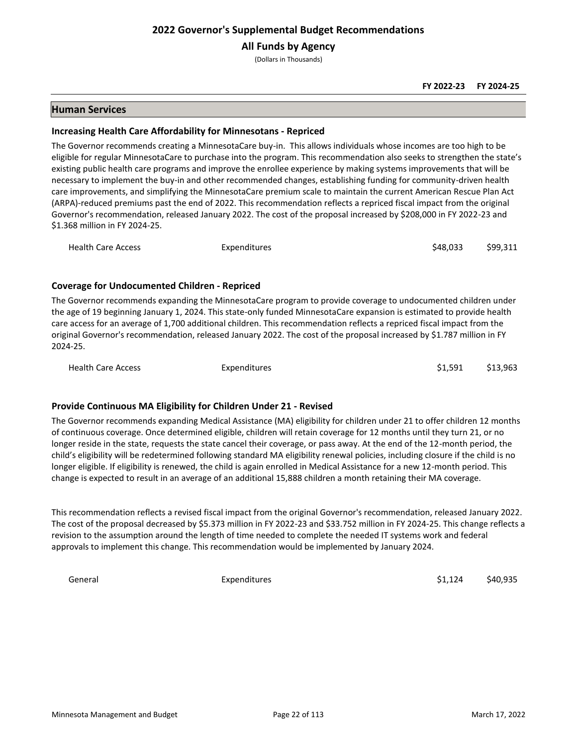# 2022 Governor's Supplemental Budget Recommendations

## All Funds by Agency

(Dollars in Thousands)

| | | FY 2022-23 | FY 2024-25 |
|---|---|---|---|

## Human Services

### Increasing Health Care Affordability for Minnesotans - Repriced

The Governor recommends creating a MinnesotaCare buy-in. This allows individuals whose incomes are too high to be eligible for regular MinnesotaCare to purchase into the program. This recommendation also seeks to strengthen the state's existing public health care programs and improve the enrollee experience by making systems improvements that will be necessary to implement the buy-in and other recommended changes, establishing funding for community-driven health care improvements, and simplifying the MinnesotaCare premium scale to maintain the current American Rescue Plan Act (ARPA)-reduced premiums past the end of 2022. This recommendation reflects a repriced fiscal impact from the original Governor's recommendation, released January 2022. The cost of the proposal increased by $208,000 in FY 2022-23 and $1.368 million in FY 2024-25.

| Fund | Type | FY 2022-23 | FY 2024-25 |
|---|---|---|---|
| Health Care Access | Expenditures | $48,033 | $99,311 |

### Coverage for Undocumented Children - Repriced

The Governor recommends expanding the MinnesotaCare program to provide coverage to undocumented children under the age of 19 beginning January 1, 2024. This state-only funded MinnesotaCare expansion is estimated to provide health care access for an average of 1,700 additional children. This recommendation reflects a repriced fiscal impact from the original Governor's recommendation, released January 2022. The cost of the proposal increased by $1.787 million in FY 2024-25.

| Fund | Type | FY 2022-23 | FY 2024-25 |
|---|---|---|---|
| Health Care Access | Expenditures | $1,591 | $13,963 |

### Provide Continuous MA Eligibility for Children Under 21 - Revised

The Governor recommends expanding Medical Assistance (MA) eligibility for children under 21 to offer children 12 months of continuous coverage. Once determined eligible, children will retain coverage for 12 months until they turn 21, or no longer reside in the state, requests the state cancel their coverage, or pass away. At the end of the 12-month period, the child's eligibility will be redetermined following standard MA eligibility renewal policies, including closure if the child is no longer eligible. If eligibility is renewed, the child is again enrolled in Medical Assistance for a new 12-month period. This change is expected to result in an average of an additional 15,888 children a month retaining their MA coverage.

This recommendation reflects a revised fiscal impact from the original Governor's recommendation, released January 2022. The cost of the proposal decreased by $5.373 million in FY 2022-23 and $33.752 million in FY 2024-25. This change reflects a revision to the assumption around the length of time needed to complete the needed IT systems work and federal approvals to implement this change. This recommendation would be implemented by January 2024.

| Fund | Type | FY 2022-23 | FY 2024-25 |
|---|---|---|---|
| General | Expenditures | $1,124 | $40,935 |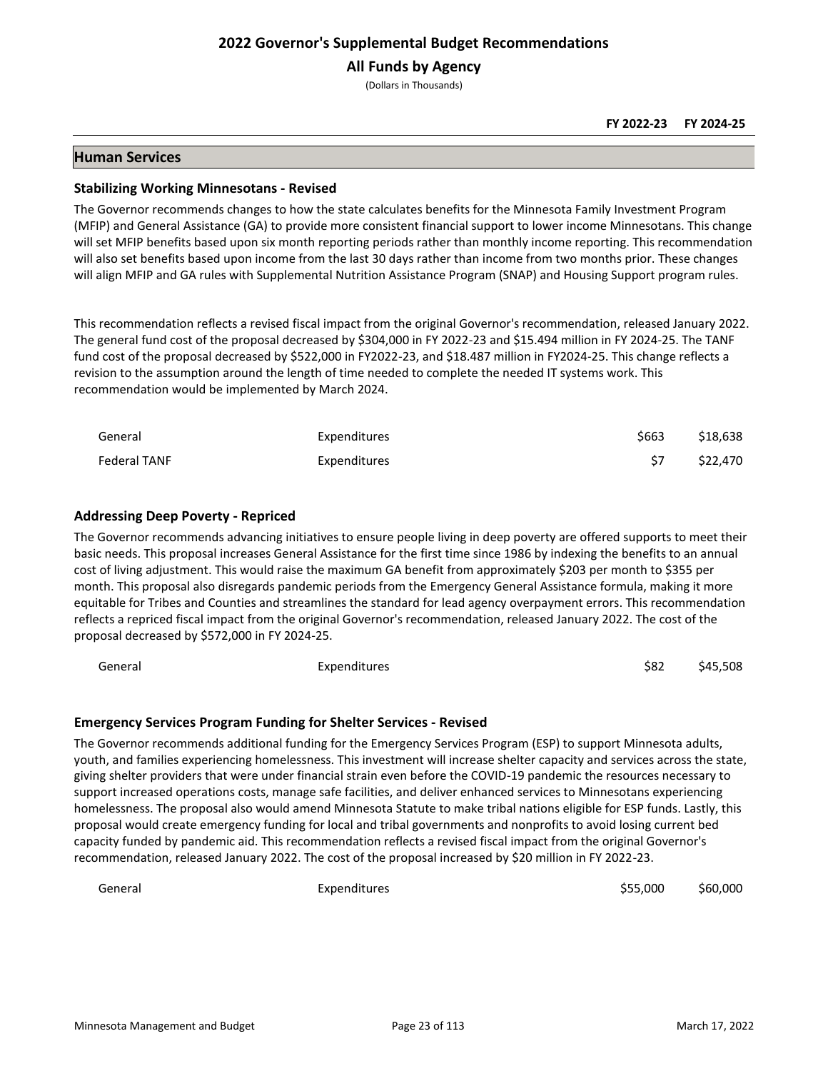# 2022 Governor's Supplemental Budget Recommendations

## All Funds by Agency

(Dollars in Thousands)

|  |  | FY 2022-23 | FY 2024-25 |
|---|---|---|---|

## Human Services

### Stabilizing Working Minnesotans - Revised

The Governor recommends changes to how the state calculates benefits for the Minnesota Family Investment Program (MFIP) and General Assistance (GA) to provide more consistent financial support to lower income Minnesotans. This change will set MFIP benefits based upon six month reporting periods rather than monthly income reporting. This recommendation will also set benefits based upon income from the last 30 days rather than income from two months prior. These changes will align MFIP and GA rules with Supplemental Nutrition Assistance Program (SNAP) and Housing Support program rules.

This recommendation reflects a revised fiscal impact from the original Governor's recommendation, released January 2022. The general fund cost of the proposal decreased by $304,000 in FY 2022-23 and $15.494 million in FY 2024-25. The TANF fund cost of the proposal decreased by $522,000 in FY2022-23, and $18.487 million in FY2024-25. This change reflects a revision to the assumption around the length of time needed to complete the needed IT systems work. This recommendation would be implemented by March 2024.

| Fund | Type | FY 2022-23 | FY 2024-25 |
|---|---|---|---|
| General | Expenditures | $663 | $18,638 |
| Federal TANF | Expenditures | $7 | $22,470 |

### Addressing Deep Poverty - Repriced

The Governor recommends advancing initiatives to ensure people living in deep poverty are offered supports to meet their basic needs. This proposal increases General Assistance for the first time since 1986 by indexing the benefits to an annual cost of living adjustment. This would raise the maximum GA benefit from approximately $203 per month to $355 per month. This proposal also disregards pandemic periods from the Emergency General Assistance formula, making it more equitable for Tribes and Counties and streamlines the standard for lead agency overpayment errors. This recommendation reflects a repriced fiscal impact from the original Governor's recommendation, released January 2022. The cost of the proposal decreased by $572,000 in FY 2024-25.

| Fund | Type | FY 2022-23 | FY 2024-25 |
|---|---|---|---|
| General | Expenditures | $82 | $45,508 |

### Emergency Services Program Funding for Shelter Services - Revised

The Governor recommends additional funding for the Emergency Services Program (ESP) to support Minnesota adults, youth, and families experiencing homelessness. This investment will increase shelter capacity and services across the state, giving shelter providers that were under financial strain even before the COVID-19 pandemic the resources necessary to support increased operations costs, manage safe facilities, and deliver enhanced services to Minnesotans experiencing homelessness. The proposal also would amend Minnesota Statute to make tribal nations eligible for ESP funds. Lastly, this proposal would create emergency funding for local and tribal governments and nonprofits to avoid losing current bed capacity funded by pandemic aid. This recommendation reflects a revised fiscal impact from the original Governor's recommendation, released January 2022. The cost of the proposal increased by $20 million in FY 2022-23.

| Fund | Type | FY 2022-23 | FY 2024-25 |
|---|---|---|---|
| General | Expenditures | $55,000 | $60,000 |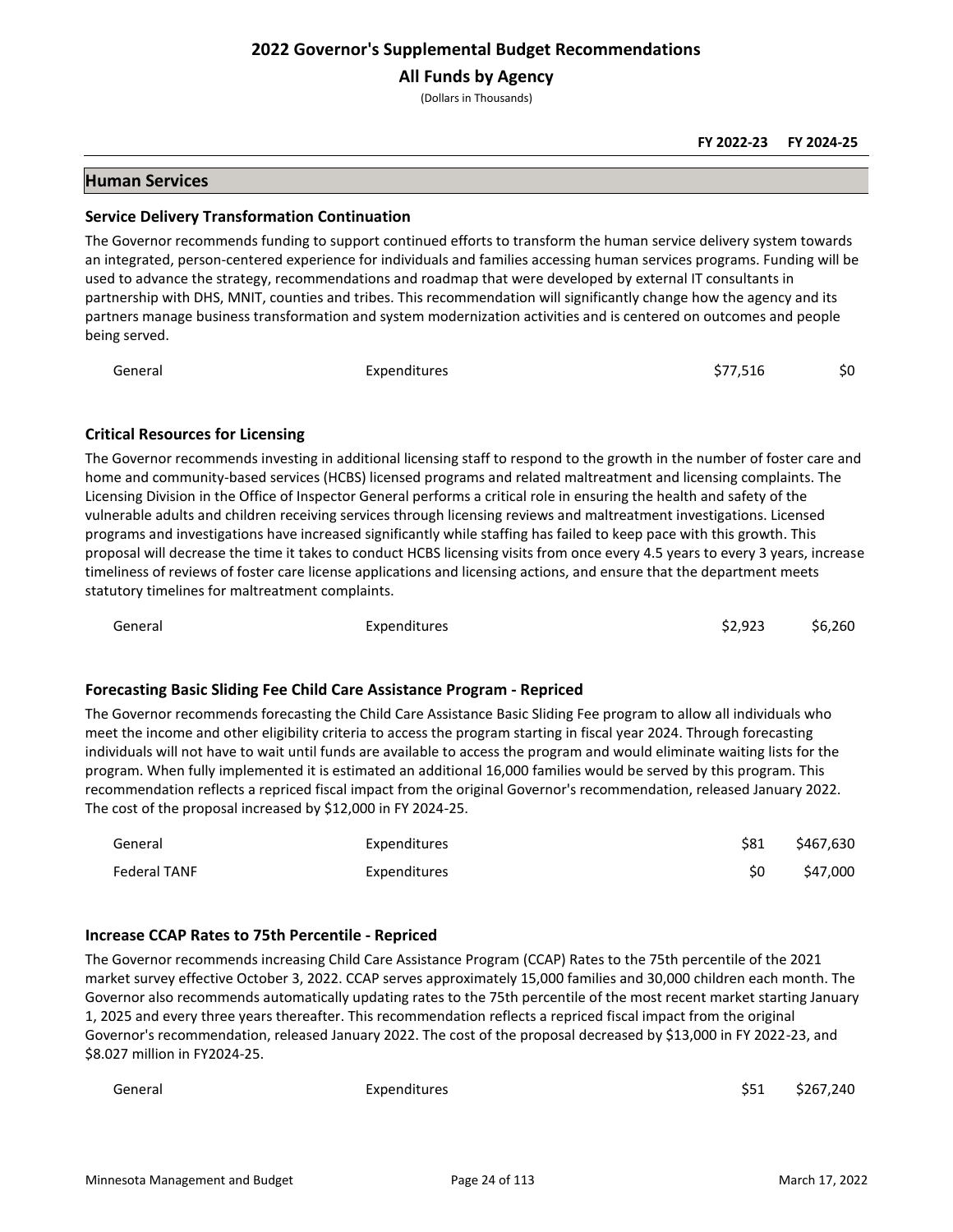# 2022 Governor's Supplemental Budget Recommendations

## All Funds by Agency

(Dollars in Thousands)

| | | FY 2022-23 | FY 2024-25 |
|---|---|---|---|

## Human Services

### Service Delivery Transformation Continuation

The Governor recommends funding to support continued efforts to transform the human service delivery system towards an integrated, person-centered experience for individuals and families accessing human services programs. Funding will be used to advance the strategy, recommendations and roadmap that were developed by external IT consultants in partnership with DHS, MNIT, counties and tribes. This recommendation will significantly change how the agency and its partners manage business transformation and system modernization activities and is centered on outcomes and people being served.

| | | FY 2022-23 | FY 2024-25 |
|---|---|---|---|
| General | Expenditures | $77,516 | $0 |

### Critical Resources for Licensing

The Governor recommends investing in additional licensing staff to respond to the growth in the number of foster care and home and community-based services (HCBS) licensed programs and related maltreatment and licensing complaints. The Licensing Division in the Office of Inspector General performs a critical role in ensuring the health and safety of the vulnerable adults and children receiving services through licensing reviews and maltreatment investigations. Licensed programs and investigations have increased significantly while staffing has failed to keep pace with this growth. This proposal will decrease the time it takes to conduct HCBS licensing visits from once every 4.5 years to every 3 years, increase timeliness of reviews of foster care license applications and licensing actions, and ensure that the department meets statutory timelines for maltreatment complaints.

| | | FY 2022-23 | FY 2024-25 |
|---|---|---|---|
| General | Expenditures | $2,923 | $6,260 |

### Forecasting Basic Sliding Fee Child Care Assistance Program - Repriced

The Governor recommends forecasting the Child Care Assistance Basic Sliding Fee program to allow all individuals who meet the income and other eligibility criteria to access the program starting in fiscal year 2024. Through forecasting individuals will not have to wait until funds are available to access the program and would eliminate waiting lists for the program. When fully implemented it is estimated an additional 16,000 families would be served by this program. This recommendation reflects a repriced fiscal impact from the original Governor's recommendation, released January 2022. The cost of the proposal increased by $12,000 in FY 2024-25.

| | | FY 2022-23 | FY 2024-25 |
|---|---|---|---|
| General | Expenditures | $81 | $467,630 |
| Federal TANF | Expenditures | $0 | $47,000 |

### Increase CCAP Rates to 75th Percentile - Repriced

The Governor recommends increasing Child Care Assistance Program (CCAP) Rates to the 75th percentile of the 2021 market survey effective October 3, 2022. CCAP serves approximately 15,000 families and 30,000 children each month. The Governor also recommends automatically updating rates to the 75th percentile of the most recent market starting January 1, 2025 and every three years thereafter. This recommendation reflects a repriced fiscal impact from the original Governor's recommendation, released January 2022. The cost of the proposal decreased by $13,000 in FY 2022-23, and $8.027 million in FY2024-25.

| | | FY 2022-23 | FY 2024-25 |
|---|---|---|---|
| General | Expenditures | $51 | $267,240 |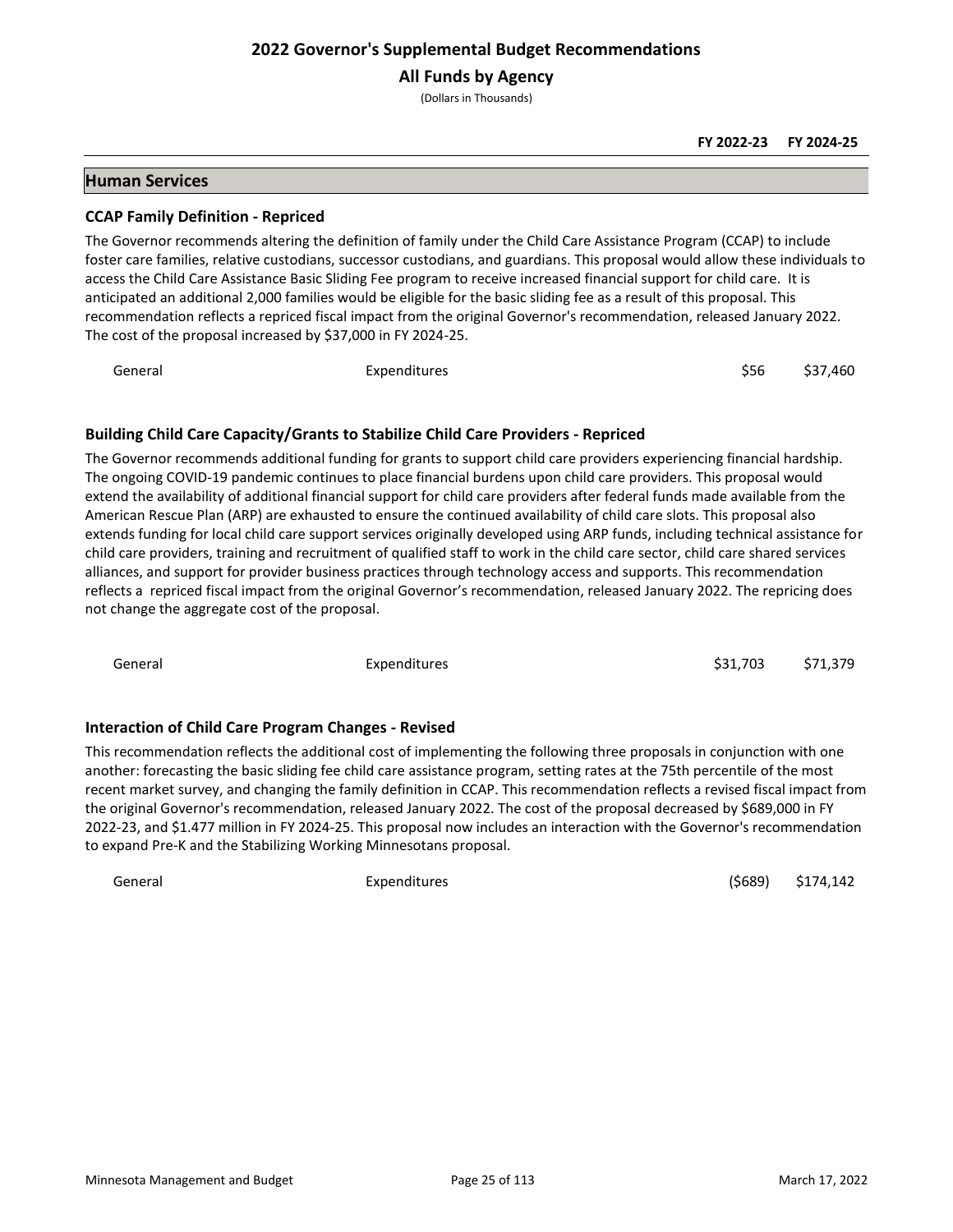# 2022 Governor's Supplemental Budget Recommendations

## All Funds by Agency

(Dollars in Thousands)

| | | FY 2022-23 | FY 2024-25 |
|---|---|---|---|

## Human Services

### CCAP Family Definition - Repriced

The Governor recommends altering the definition of family under the Child Care Assistance Program (CCAP) to include foster care families, relative custodians, successor custodians, and guardians. This proposal would allow these individuals to access the Child Care Assistance Basic Sliding Fee program to receive increased financial support for child care. It is anticipated an additional 2,000 families would be eligible for the basic sliding fee as a result of this proposal. This recommendation reflects a repriced fiscal impact from the original Governor's recommendation, released January 2022. The cost of the proposal increased by $37,000 in FY 2024-25.

| Fund | Type | FY 2022-23 | FY 2024-25 |
|---|---|---|---|
| General | Expenditures | $56 | $37,460 |

### Building Child Care Capacity/Grants to Stabilize Child Care Providers - Repriced

The Governor recommends additional funding for grants to support child care providers experiencing financial hardship. The ongoing COVID-19 pandemic continues to place financial burdens upon child care providers. This proposal would extend the availability of additional financial support for child care providers after federal funds made available from the American Rescue Plan (ARP) are exhausted to ensure the continued availability of child care slots. This proposal also extends funding for local child care support services originally developed using ARP funds, including technical assistance for child care providers, training and recruitment of qualified staff to work in the child care sector, child care shared services alliances, and support for provider business practices through technology access and supports. This recommendation reflects a repriced fiscal impact from the original Governor's recommendation, released January 2022. The repricing does not change the aggregate cost of the proposal.

| Fund | Type | FY 2022-23 | FY 2024-25 |
|---|---|---|---|
| General | Expenditures | $31,703 | $71,379 |

### Interaction of Child Care Program Changes - Revised

This recommendation reflects the additional cost of implementing the following three proposals in conjunction with one another: forecasting the basic sliding fee child care assistance program, setting rates at the 75th percentile of the most recent market survey, and changing the family definition in CCAP. This recommendation reflects a revised fiscal impact from the original Governor's recommendation, released January 2022. The cost of the proposal decreased by $689,000 in FY 2022-23, and $1.477 million in FY 2024-25. This proposal now includes an interaction with the Governor's recommendation to expand Pre-K and the Stabilizing Working Minnesotans proposal.

| Fund | Type | FY 2022-23 | FY 2024-25 |
|---|---|---|---|
| General | Expenditures | ($689) | $174,142 |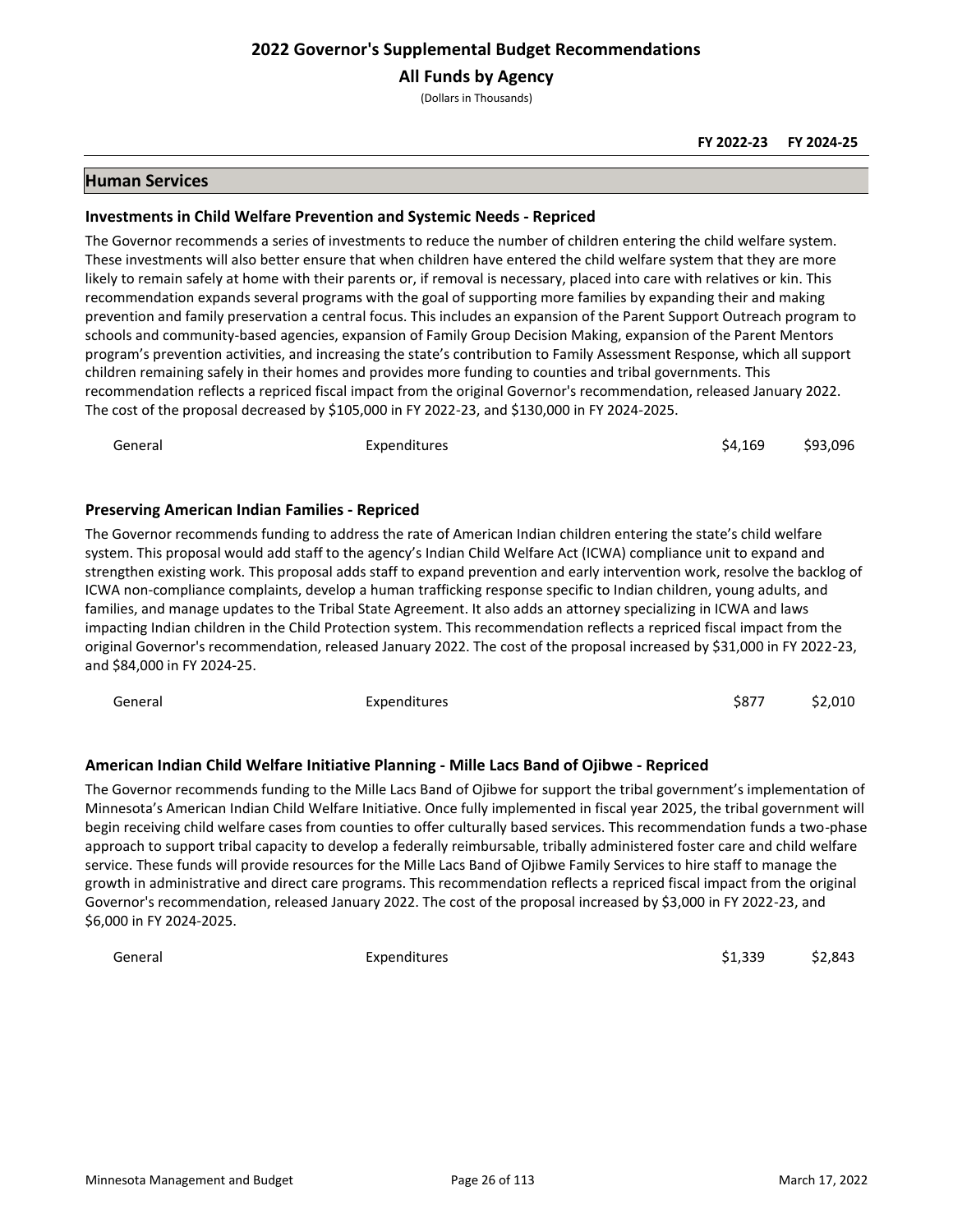# 2022 Governor's Supplemental Budget Recommendations

## All Funds by Agency

(Dollars in Thousands)

| | | FY 2022-23 | FY 2024-25 |
|---|---|---|---|

## Human Services

### Investments in Child Welfare Prevention and Systemic Needs - Repriced

The Governor recommends a series of investments to reduce the number of children entering the child welfare system. These investments will also better ensure that when children have entered the child welfare system that they are more likely to remain safely at home with their parents or, if removal is necessary, placed into care with relatives or kin. This recommendation expands several programs with the goal of supporting more families by expanding their and making prevention and family preservation a central focus. This includes an expansion of the Parent Support Outreach program to schools and community-based agencies, expansion of Family Group Decision Making, expansion of the Parent Mentors program's prevention activities, and increasing the state's contribution to Family Assessment Response, which all support children remaining safely in their homes and provides more funding to counties and tribal governments. This recommendation reflects a repriced fiscal impact from the original Governor's recommendation, released January 2022. The cost of the proposal decreased by $105,000 in FY 2022-23, and $130,000 in FY 2024-2025.

| | | FY 2022-23 | FY 2024-25 |
|---|---|---|---|
| General | Expenditures | $4,169 | $93,096 |

### Preserving American Indian Families - Repriced

The Governor recommends funding to address the rate of American Indian children entering the state's child welfare system. This proposal would add staff to the agency's Indian Child Welfare Act (ICWA) compliance unit to expand and strengthen existing work. This proposal adds staff to expand prevention and early intervention work, resolve the backlog of ICWA non-compliance complaints, develop a human trafficking response specific to Indian children, young adults, and families, and manage updates to the Tribal State Agreement. It also adds an attorney specializing in ICWA and laws impacting Indian children in the Child Protection system. This recommendation reflects a repriced fiscal impact from the original Governor's recommendation, released January 2022. The cost of the proposal increased by $31,000 in FY 2022-23, and $84,000 in FY 2024-25.

| | | FY 2022-23 | FY 2024-25 |
|---|---|---|---|
| General | Expenditures | $877 | $2,010 |

### American Indian Child Welfare Initiative Planning - Mille Lacs Band of Ojibwe - Repriced

The Governor recommends funding to the Mille Lacs Band of Ojibwe for support the tribal government's implementation of Minnesota's American Indian Child Welfare Initiative. Once fully implemented in fiscal year 2025, the tribal government will begin receiving child welfare cases from counties to offer culturally based services. This recommendation funds a two-phase approach to support tribal capacity to develop a federally reimbursable, tribally administered foster care and child welfare service. These funds will provide resources for the Mille Lacs Band of Ojibwe Family Services to hire staff to manage the growth in administrative and direct care programs. This recommendation reflects a repriced fiscal impact from the original Governor's recommendation, released January 2022. The cost of the proposal increased by $3,000 in FY 2022-23, and $6,000 in FY 2024-2025.

| | | FY 2022-23 | FY 2024-25 |
|---|---|---|---|
| General | Expenditures | $1,339 | $2,843 |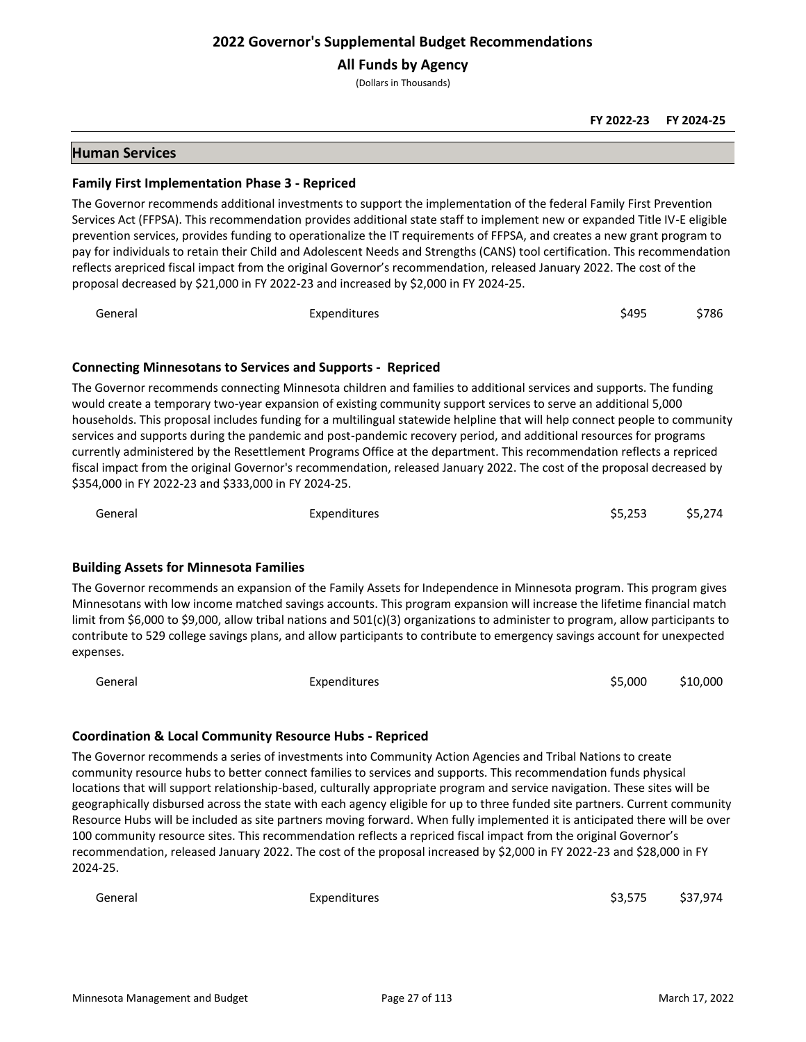# 2022 Governor's Supplemental Budget Recommendations

## All Funds by Agency

(Dollars in Thousands)

| | | FY 2022-23 | FY 2024-25 |
|---|---|---|---|

## Human Services

### Family First Implementation Phase 3 - Repriced

The Governor recommends additional investments to support the implementation of the federal Family First Prevention Services Act (FFPSA). This recommendation provides additional state staff to implement new or expanded Title IV-E eligible prevention services, provides funding to operationalize the IT requirements of FFPSA, and creates a new grant program to pay for individuals to retain their Child and Adolescent Needs and Strengths (CANS) tool certification. This recommendation reflects arepriced fiscal impact from the original Governor's recommendation, released January 2022. The cost of the proposal decreased by $21,000 in FY 2022-23 and increased by $2,000 in FY 2024-25.

| | | FY 2022-23 | FY 2024-25 |
|---|---|---|---|
| General | Expenditures | $495 | $786 |

### Connecting Minnesotans to Services and Supports - Repriced

The Governor recommends connecting Minnesota children and families to additional services and supports. The funding would create a temporary two-year expansion of existing community support services to serve an additional 5,000 households. This proposal includes funding for a multilingual statewide helpline that will help connect people to community services and supports during the pandemic and post-pandemic recovery period, and additional resources for programs currently administered by the Resettlement Programs Office at the department. This recommendation reflects a repriced fiscal impact from the original Governor's recommendation, released January 2022. The cost of the proposal decreased by $354,000 in FY 2022-23 and $333,000 in FY 2024-25.

| | | FY 2022-23 | FY 2024-25 |
|---|---|---|---|
| General | Expenditures | $5,253 | $5,274 |

### Building Assets for Minnesota Families

The Governor recommends an expansion of the Family Assets for Independence in Minnesota program. This program gives Minnesotans with low income matched savings accounts. This program expansion will increase the lifetime financial match limit from $6,000 to $9,000, allow tribal nations and 501(c)(3) organizations to administer to program, allow participants to contribute to 529 college savings plans, and allow participants to contribute to emergency savings account for unexpected expenses.

| | | FY 2022-23 | FY 2024-25 |
|---|---|---|---|
| General | Expenditures | $5,000 | $10,000 |

### Coordination & Local Community Resource Hubs - Repriced

The Governor recommends a series of investments into Community Action Agencies and Tribal Nations to create community resource hubs to better connect families to services and supports. This recommendation funds physical locations that will support relationship-based, culturally appropriate program and service navigation. These sites will be geographically disbursed across the state with each agency eligible for up to three funded site partners. Current community Resource Hubs will be included as site partners moving forward. When fully implemented it is anticipated there will be over 100 community resource sites. This recommendation reflects a repriced fiscal impact from the original Governor's recommendation, released January 2022. The cost of the proposal increased by $2,000 in FY 2022-23 and $28,000 in FY 2024-25.

| | | FY 2022-23 | FY 2024-25 |
|---|---|---|---|
| General | Expenditures | $3,575 | $37,974 |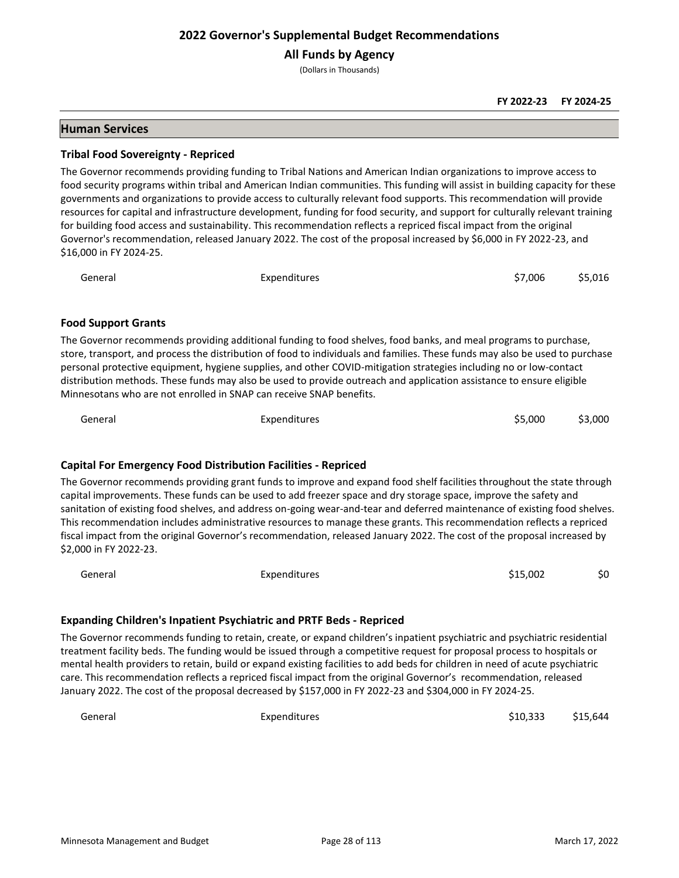# 2022 Governor's Supplemental Budget Recommendations

## All Funds by Agency

(Dollars in Thousands)

| | | FY 2022-23 | FY 2024-25 |
|---|---|---|---|

## Human Services

### Tribal Food Sovereignty - Repriced

The Governor recommends providing funding to Tribal Nations and American Indian organizations to improve access to food security programs within tribal and American Indian communities. This funding will assist in building capacity for these governments and organizations to provide access to culturally relevant food supports. This recommendation will provide resources for capital and infrastructure development, funding for food security, and support for culturally relevant training for building food access and sustainability. This recommendation reflects a repriced fiscal impact from the original Governor's recommendation, released January 2022. The cost of the proposal increased by $6,000 in FY 2022-23, and $16,000 in FY 2024-25.

| Fund | Type | FY 2022-23 | FY 2024-25 |
|---|---|---|---|
| General | Expenditures | $7,006 | $5,016 |

### Food Support Grants

The Governor recommends providing additional funding to food shelves, food banks, and meal programs to purchase, store, transport, and process the distribution of food to individuals and families. These funds may also be used to purchase personal protective equipment, hygiene supplies, and other COVID-mitigation strategies including no or low-contact distribution methods. These funds may also be used to provide outreach and application assistance to ensure eligible Minnesotans who are not enrolled in SNAP can receive SNAP benefits.

| Fund | Type | FY 2022-23 | FY 2024-25 |
|---|---|---|---|
| General | Expenditures | $5,000 | $3,000 |

### Capital For Emergency Food Distribution Facilities - Repriced

The Governor recommends providing grant funds to improve and expand food shelf facilities throughout the state through capital improvements. These funds can be used to add freezer space and dry storage space, improve the safety and sanitation of existing food shelves, and address on-going wear-and-tear and deferred maintenance of existing food shelves. This recommendation includes administrative resources to manage these grants. This recommendation reflects a repriced fiscal impact from the original Governor's recommendation, released January 2022. The cost of the proposal increased by $2,000 in FY 2022-23.

| Fund | Type | FY 2022-23 | FY 2024-25 |
|---|---|---|---|
| General | Expenditures | $15,002 | $0 |

### Expanding Children's Inpatient Psychiatric and PRTF Beds - Repriced

The Governor recommends funding to retain, create, or expand children's inpatient psychiatric and psychiatric residential treatment facility beds. The funding would be issued through a competitive request for proposal process to hospitals or mental health providers to retain, build or expand existing facilities to add beds for children in need of acute psychiatric care. This recommendation reflects a repriced fiscal impact from the original Governor's recommendation, released January 2022. The cost of the proposal decreased by $157,000 in FY 2022-23 and $304,000 in FY 2024-25.

| Fund | Type | FY 2022-23 | FY 2024-25 |
|---|---|---|---|
| General | Expenditures | $10,333 | $15,644 |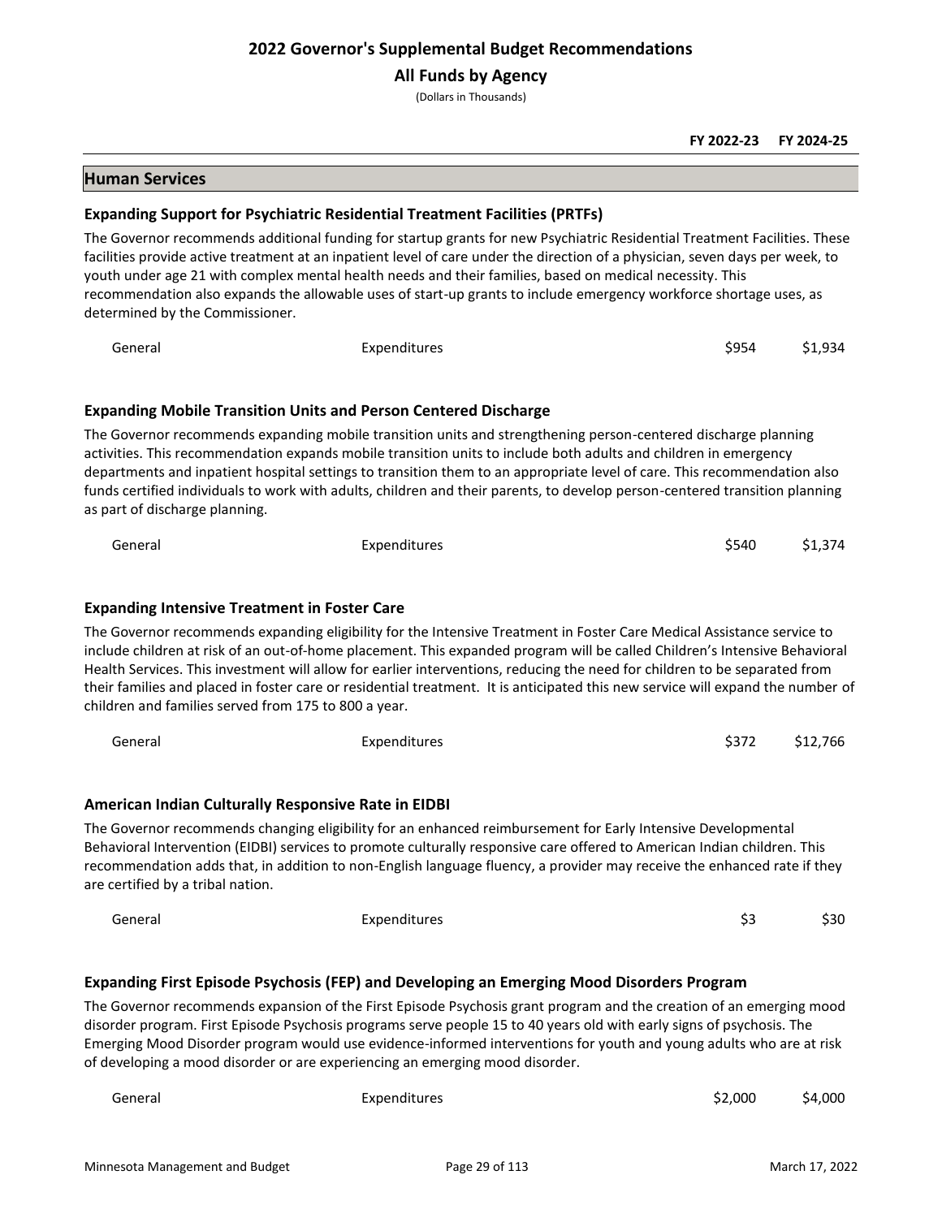# 2022 Governor's Supplemental Budget Recommendations

## All Funds by Agency

(Dollars in Thousands)

| | | FY 2022-23 | FY 2024-25 |
|---|---|---|---|

## Human Services

### Expanding Support for Psychiatric Residential Treatment Facilities (PRTFs)

The Governor recommends additional funding for startup grants for new Psychiatric Residential Treatment Facilities. These facilities provide active treatment at an inpatient level of care under the direction of a physician, seven days per week, to youth under age 21 with complex mental health needs and their families, based on medical necessity. This recommendation also expands the allowable uses of start-up grants to include emergency workforce shortage uses, as determined by the Commissioner.

| | | FY 2022-23 | FY 2024-25 |
|---|---|---|---|
| General | Expenditures | $954 | $1,934 |

### Expanding Mobile Transition Units and Person Centered Discharge

The Governor recommends expanding mobile transition units and strengthening person-centered discharge planning activities. This recommendation expands mobile transition units to include both adults and children in emergency departments and inpatient hospital settings to transition them to an appropriate level of care. This recommendation also funds certified individuals to work with adults, children and their parents, to develop person-centered transition planning as part of discharge planning.

| | | FY 2022-23 | FY 2024-25 |
|---|---|---|---|
| General | Expenditures | $540 | $1,374 |

### Expanding Intensive Treatment in Foster Care

The Governor recommends expanding eligibility for the Intensive Treatment in Foster Care Medical Assistance service to include children at risk of an out-of-home placement. This expanded program will be called Children's Intensive Behavioral Health Services. This investment will allow for earlier interventions, reducing the need for children to be separated from their families and placed in foster care or residential treatment. It is anticipated this new service will expand the number of children and families served from 175 to 800 a year.

| | | FY 2022-23 | FY 2024-25 |
|---|---|---|---|
| General | Expenditures | $372 | $12,766 |

### American Indian Culturally Responsive Rate in EIDBI

The Governor recommends changing eligibility for an enhanced reimbursement for Early Intensive Developmental Behavioral Intervention (EIDBI) services to promote culturally responsive care offered to American Indian children. This recommendation adds that, in addition to non-English language fluency, a provider may receive the enhanced rate if they are certified by a tribal nation.

| | | FY 2022-23 | FY 2024-25 |
|---|---|---|---|
| General | Expenditures | $3 | $30 |

### Expanding First Episode Psychosis (FEP) and Developing an Emerging Mood Disorders Program

The Governor recommends expansion of the First Episode Psychosis grant program and the creation of an emerging mood disorder program. First Episode Psychosis programs serve people 15 to 40 years old with early signs of psychosis. The Emerging Mood Disorder program would use evidence-informed interventions for youth and young adults who are at risk of developing a mood disorder or are experiencing an emerging mood disorder.

| | | FY 2022-23 | FY 2024-25 |
|---|---|---|---|
| General | Expenditures | $2,000 | $4,000 |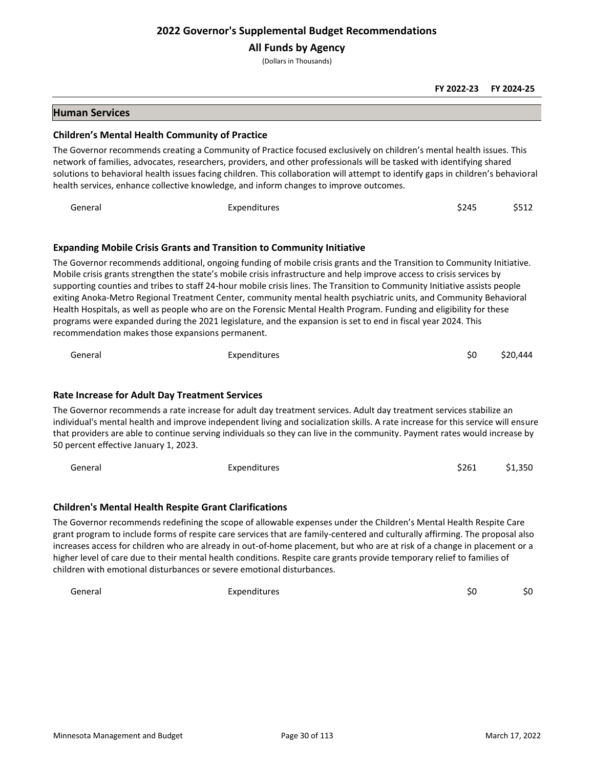# 2022 Governor's Supplemental Budget Recommendations

## All Funds by Agency

(Dollars in Thousands)

| | | FY 2022-23 | FY 2024-25 |
|---|---|---|---|

## Human Services

### Children's Mental Health Community of Practice

The Governor recommends creating a Community of Practice focused exclusively on children's mental health issues. This network of families, advocates, researchers, providers, and other professionals will be tasked with identifying shared solutions to behavioral health issues facing children. This collaboration will attempt to identify gaps in children's behavioral health services, enhance collective knowledge, and inform changes to improve outcomes.

| | | FY 2022-23 | FY 2024-25 |
|---|---|---|---|
| General | Expenditures | $245 | $512 |

### Expanding Mobile Crisis Grants and Transition to Community Initiative

The Governor recommends additional, ongoing funding of mobile crisis grants and the Transition to Community Initiative. Mobile crisis grants strengthen the state's mobile crisis infrastructure and help improve access to crisis services by supporting counties and tribes to staff 24-hour mobile crisis lines. The Transition to Community Initiative assists people exiting Anoka-Metro Regional Treatment Center, community mental health psychiatric units, and Community Behavioral Health Hospitals, as well as people who are on the Forensic Mental Health Program. Funding and eligibility for these programs were expanded during the 2021 legislature, and the expansion is set to end in fiscal year 2024. This recommendation makes those expansions permanent.

| | | FY 2022-23 | FY 2024-25 |
|---|---|---|---|
| General | Expenditures | $0 | $20,444 |

### Rate Increase for Adult Day Treatment Services

The Governor recommends a rate increase for adult day treatment services. Adult day treatment services stabilize an individual's mental health and improve independent living and socialization skills. A rate increase for this service will ensure that providers are able to continue serving individuals so they can live in the community. Payment rates would increase by 50 percent effective January 1, 2023.

| | | FY 2022-23 | FY 2024-25 |
|---|---|---|---|
| General | Expenditures | $261 | $1,350 |

### Children's Mental Health Respite Grant Clarifications

The Governor recommends redefining the scope of allowable expenses under the Children's Mental Health Respite Care grant program to include forms of respite care services that are family-centered and culturally affirming. The proposal also increases access for children who are already in out-of-home placement, but who are at risk of a change in placement or a higher level of care due to their mental health conditions. Respite care grants provide temporary relief to families of children with emotional disturbances or severe emotional disturbances.

| | | FY 2022-23 | FY 2024-25 |
|---|---|---|---|
| General | Expenditures | $0 | $0 |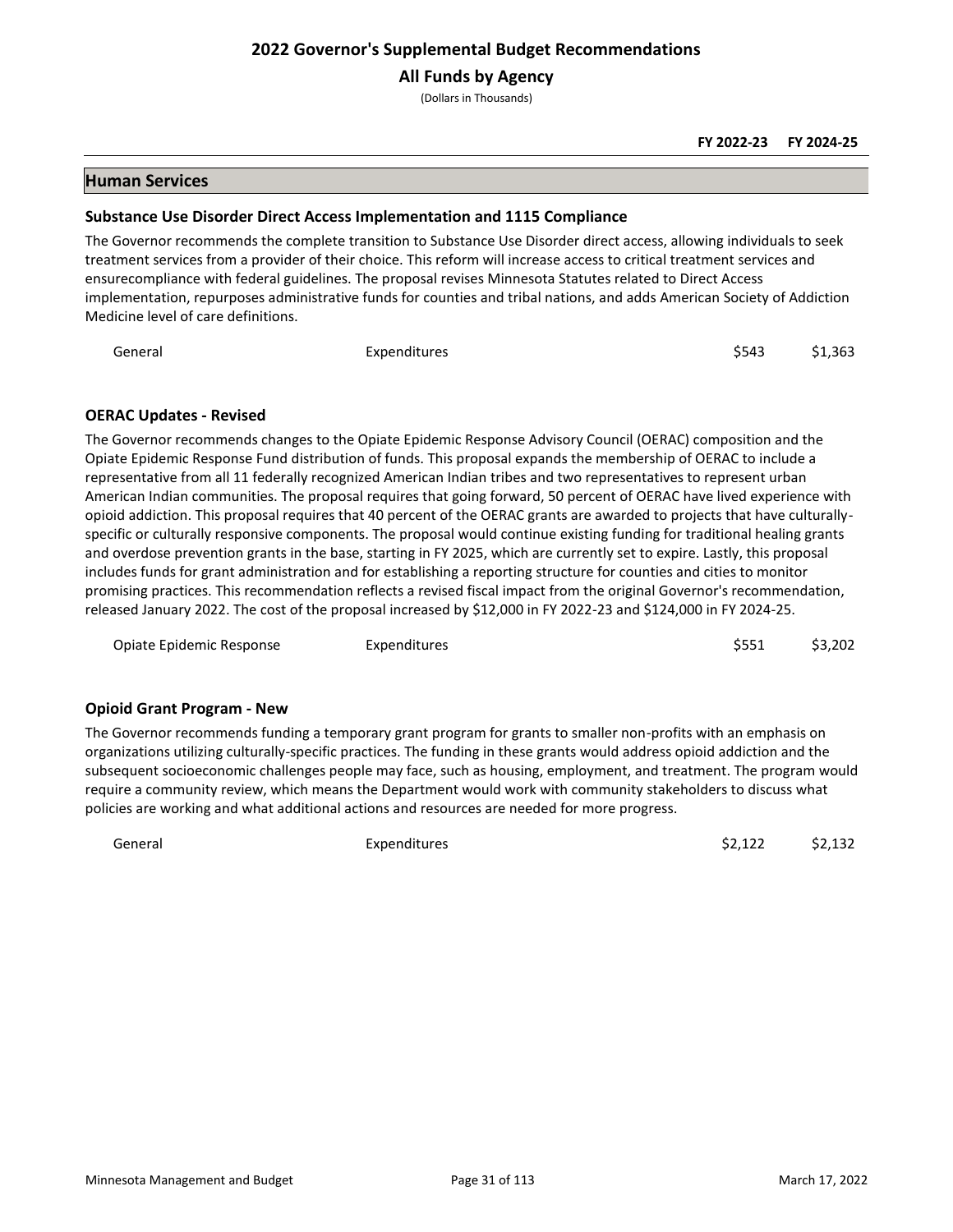# 2022 Governor's Supplemental Budget Recommendations

## All Funds by Agency

(Dollars in Thousands)

| | | FY 2022-23 | FY 2024-25 |
|---|---|---|---|

## Human Services

### Substance Use Disorder Direct Access Implementation and 1115 Compliance

The Governor recommends the complete transition to Substance Use Disorder direct access, allowing individuals to seek treatment services from a provider of their choice. This reform will increase access to critical treatment services and ensurecompliance with federal guidelines. The proposal revises Minnesota Statutes related to Direct Access implementation, repurposes administrative funds for counties and tribal nations, and adds American Society of Addiction Medicine level of care definitions.

| | | FY 2022-23 | FY 2024-25 |
|---|---|---|---|
| General | Expenditures | $543 | $1,363 |

### OERAC Updates - Revised

The Governor recommends changes to the Opiate Epidemic Response Advisory Council (OERAC) composition and the Opiate Epidemic Response Fund distribution of funds. This proposal expands the membership of OERAC to include a representative from all 11 federally recognized American Indian tribes and two representatives to represent urban American Indian communities. The proposal requires that going forward, 50 percent of OERAC have lived experience with opioid addiction. This proposal requires that 40 percent of the OERAC grants are awarded to projects that have culturally-specific or culturally responsive components. The proposal would continue existing funding for traditional healing grants and overdose prevention grants in the base, starting in FY 2025, which are currently set to expire. Lastly, this proposal includes funds for grant administration and for establishing a reporting structure for counties and cities to monitor promising practices. This recommendation reflects a revised fiscal impact from the original Governor's recommendation, released January 2022. The cost of the proposal increased by $12,000 in FY 2022-23 and $124,000 in FY 2024-25.

| | | FY 2022-23 | FY 2024-25 |
|---|---|---|---|
| Opiate Epidemic Response | Expenditures | $551 | $3,202 |

### Opioid Grant Program - New

The Governor recommends funding a temporary grant program for grants to smaller non-profits with an emphasis on organizations utilizing culturally-specific practices. The funding in these grants would address opioid addiction and the subsequent socioeconomic challenges people may face, such as housing, employment, and treatment. The program would require a community review, which means the Department would work with community stakeholders to discuss what policies are working and what additional actions and resources are needed for more progress.

| | | FY 2022-23 | FY 2024-25 |
|---|---|---|---|
| General | Expenditures | $2,122 | $2,132 |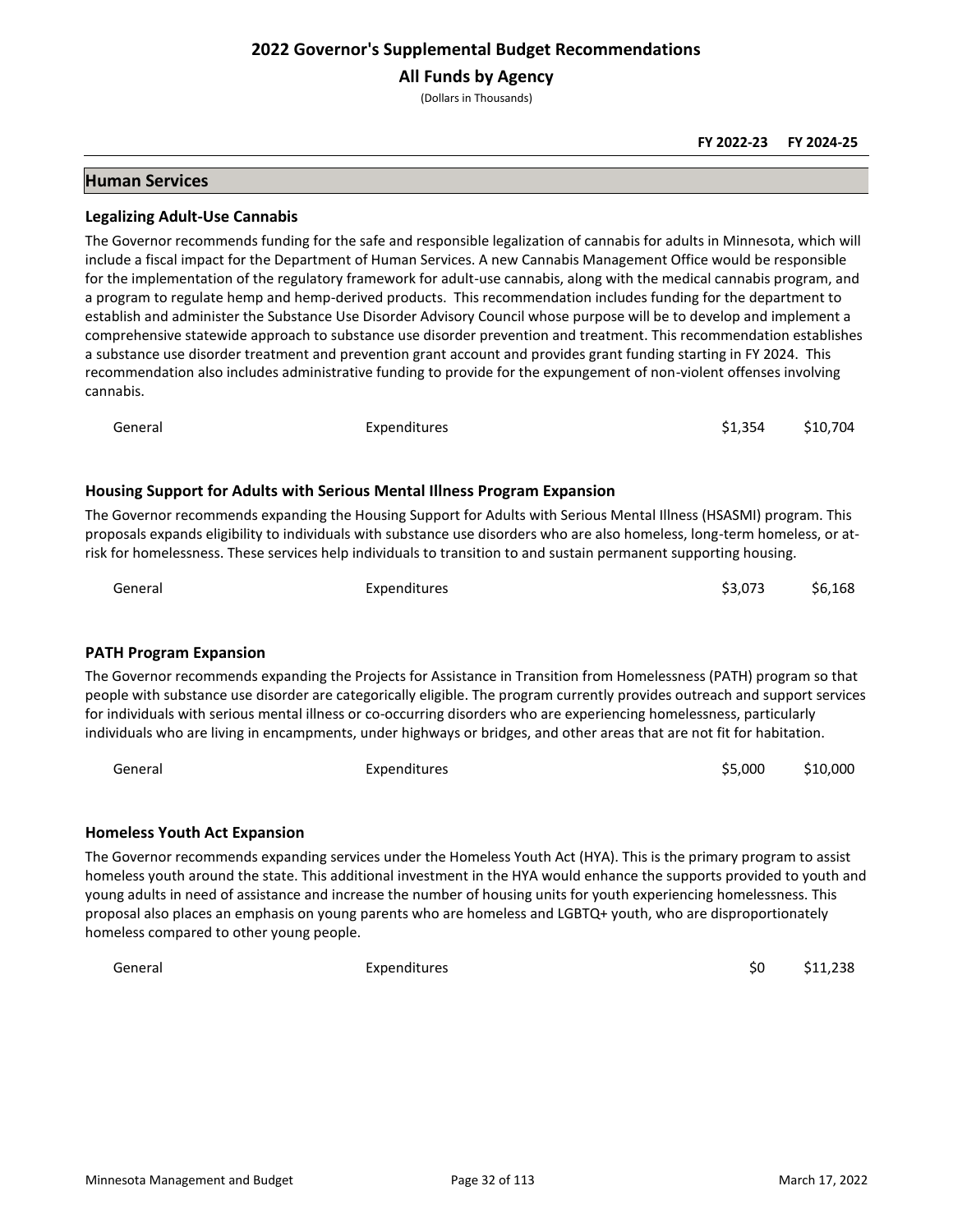# 2022 Governor's Supplemental Budget Recommendations

## All Funds by Agency

(Dollars in Thousands)

| | | FY 2022-23 | FY 2024-25 |
|---|---|---|---|

## Human Services

### Legalizing Adult-Use Cannabis

The Governor recommends funding for the safe and responsible legalization of cannabis for adults in Minnesota, which will include a fiscal impact for the Department of Human Services. A new Cannabis Management Office would be responsible for the implementation of the regulatory framework for adult-use cannabis, along with the medical cannabis program, and a program to regulate hemp and hemp-derived products. This recommendation includes funding for the department to establish and administer the Substance Use Disorder Advisory Council whose purpose will be to develop and implement a comprehensive statewide approach to substance use disorder prevention and treatment. This recommendation establishes a substance use disorder treatment and prevention grant account and provides grant funding starting in FY 2024. This recommendation also includes administrative funding to provide for the expungement of non-violent offenses involving cannabis.

| | | FY 2022-23 | FY 2024-25 |
|---|---|---|---|
| General | Expenditures | $1,354 | $10,704 |

### Housing Support for Adults with Serious Mental Illness Program Expansion

The Governor recommends expanding the Housing Support for Adults with Serious Mental Illness (HSASMI) program. This proposals expands eligibility to individuals with substance use disorders who are also homeless, long-term homeless, or at-risk for homelessness. These services help individuals to transition to and sustain permanent supporting housing.

| | | FY 2022-23 | FY 2024-25 |
|---|---|---|---|
| General | Expenditures | $3,073 | $6,168 |

### PATH Program Expansion

The Governor recommends expanding the Projects for Assistance in Transition from Homelessness (PATH) program so that people with substance use disorder are categorically eligible. The program currently provides outreach and support services for individuals with serious mental illness or co-occurring disorders who are experiencing homelessness, particularly individuals who are living in encampments, under highways or bridges, and other areas that are not fit for habitation.

| | | FY 2022-23 | FY 2024-25 |
|---|---|---|---|
| General | Expenditures | $5,000 | $10,000 |

### Homeless Youth Act Expansion

The Governor recommends expanding services under the Homeless Youth Act (HYA). This is the primary program to assist homeless youth around the state. This additional investment in the HYA would enhance the supports provided to youth and young adults in need of assistance and increase the number of housing units for youth experiencing homelessness. This proposal also places an emphasis on young parents who are homeless and LGBTQ+ youth, who are disproportionately homeless compared to other young people.

| | | FY 2022-23 | FY 2024-25 |
|---|---|---|---|
| General | Expenditures | $0 | $11,238 |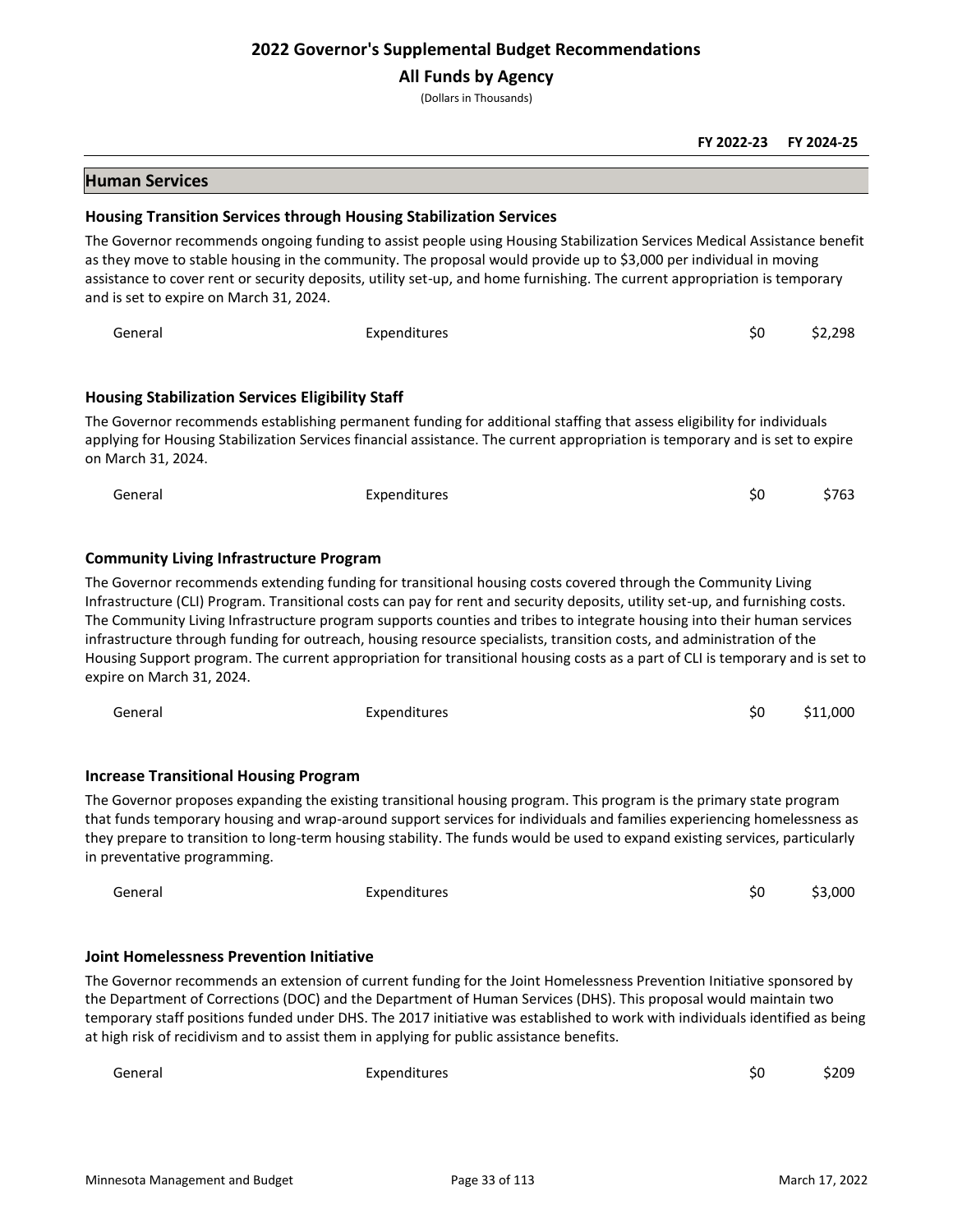# 2022 Governor's Supplemental Budget Recommendations

## All Funds by Agency

(Dollars in Thousands)

| | | FY 2022-23 | FY 2024-25 |
|---|---|---|---|

## Human Services

### Housing Transition Services through Housing Stabilization Services

The Governor recommends ongoing funding to assist people using Housing Stabilization Services Medical Assistance benefit as they move to stable housing in the community. The proposal would provide up to $3,000 per individual in moving assistance to cover rent or security deposits, utility set-up, and home furnishing. The current appropriation is temporary and is set to expire on March 31, 2024.

| | | FY 2022-23 | FY 2024-25 |
|---|---|---|---|
| General | Expenditures | $0 | $2,298 |

### Housing Stabilization Services Eligibility Staff

The Governor recommends establishing permanent funding for additional staffing that assess eligibility for individuals applying for Housing Stabilization Services financial assistance. The current appropriation is temporary and is set to expire on March 31, 2024.

| | | FY 2022-23 | FY 2024-25 |
|---|---|---|---|
| General | Expenditures | $0 | $763 |

### Community Living Infrastructure Program

The Governor recommends extending funding for transitional housing costs covered through the Community Living Infrastructure (CLI) Program. Transitional costs can pay for rent and security deposits, utility set-up, and furnishing costs. The Community Living Infrastructure program supports counties and tribes to integrate housing into their human services infrastructure through funding for outreach, housing resource specialists, transition costs, and administration of the Housing Support program. The current appropriation for transitional housing costs as a part of CLI is temporary and is set to expire on March 31, 2024.

| | | FY 2022-23 | FY 2024-25 |
|---|---|---|---|
| General | Expenditures | $0 | $11,000 |

### Increase Transitional Housing Program

The Governor proposes expanding the existing transitional housing program. This program is the primary state program that funds temporary housing and wrap-around support services for individuals and families experiencing homelessness as they prepare to transition to long-term housing stability. The funds would be used to expand existing services, particularly in preventative programming.

| | | FY 2022-23 | FY 2024-25 |
|---|---|---|---|
| General | Expenditures | $0 | $3,000 |

### Joint Homelessness Prevention Initiative

The Governor recommends an extension of current funding for the Joint Homelessness Prevention Initiative sponsored by the Department of Corrections (DOC) and the Department of Human Services (DHS). This proposal would maintain two temporary staff positions funded under DHS. The 2017 initiative was established to work with individuals identified as being at high risk of recidivism and to assist them in applying for public assistance benefits.

| | | FY 2022-23 | FY 2024-25 |
|---|---|---|---|
| General | Expenditures | $0 | $209 |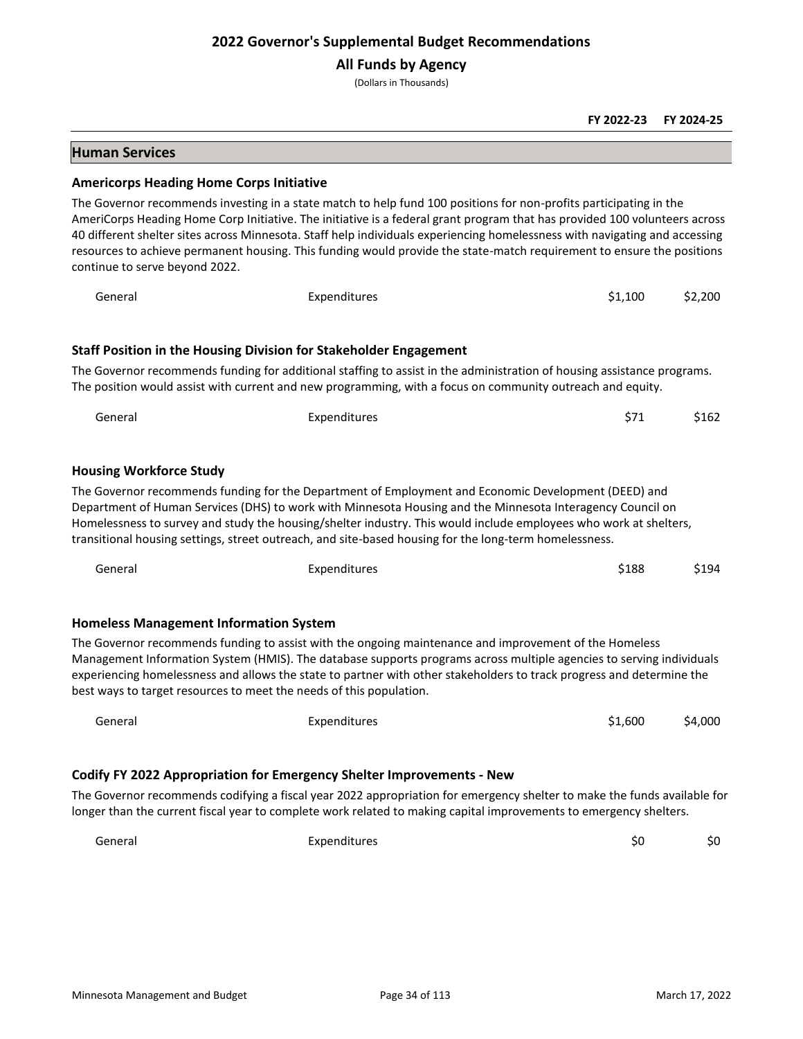# 2022 Governor's Supplemental Budget Recommendations

## All Funds by Agency

(Dollars in Thousands)

| | | FY 2022-23 | FY 2024-25 |
|---|---|---|---|

## Human Services

### Americorps Heading Home Corps Initiative

The Governor recommends investing in a state match to help fund 100 positions for non-profits participating in the AmeriCorps Heading Home Corp Initiative. The initiative is a federal grant program that has provided 100 volunteers across 40 different shelter sites across Minnesota. Staff help individuals experiencing homelessness with navigating and accessing resources to achieve permanent housing. This funding would provide the state-match requirement to ensure the positions continue to serve beyond 2022.

| Fund | Type | FY 2022-23 | FY 2024-25 |
|---|---|---|---|
| General | Expenditures | $1,100 | $2,200 |

### Staff Position in the Housing Division for Stakeholder Engagement

The Governor recommends funding for additional staffing to assist in the administration of housing assistance programs. The position would assist with current and new programming, with a focus on community outreach and equity.

| Fund | Type | FY 2022-23 | FY 2024-25 |
|---|---|---|---|
| General | Expenditures | $71 | $162 |

### Housing Workforce Study

The Governor recommends funding for the Department of Employment and Economic Development (DEED) and Department of Human Services (DHS) to work with Minnesota Housing and the Minnesota Interagency Council on Homelessness to survey and study the housing/shelter industry. This would include employees who work at shelters, transitional housing settings, street outreach, and site-based housing for the long-term homelessness.

| Fund | Type | FY 2022-23 | FY 2024-25 |
|---|---|---|---|
| General | Expenditures | $188 | $194 |

### Homeless Management Information System

The Governor recommends funding to assist with the ongoing maintenance and improvement of the Homeless Management Information System (HMIS). The database supports programs across multiple agencies to serving individuals experiencing homelessness and allows the state to partner with other stakeholders to track progress and determine the best ways to target resources to meet the needs of this population.

| Fund | Type | FY 2022-23 | FY 2024-25 |
|---|---|---|---|
| General | Expenditures | $1,600 | $4,000 |

### Codify FY 2022 Appropriation for Emergency Shelter Improvements - New

The Governor recommends codifying a fiscal year 2022 appropriation for emergency shelter to make the funds available for longer than the current fiscal year to complete work related to making capital improvements to emergency shelters.

| Fund | Type | FY 2022-23 | FY 2024-25 |
|---|---|---|---|
| General | Expenditures | $0 | $0 |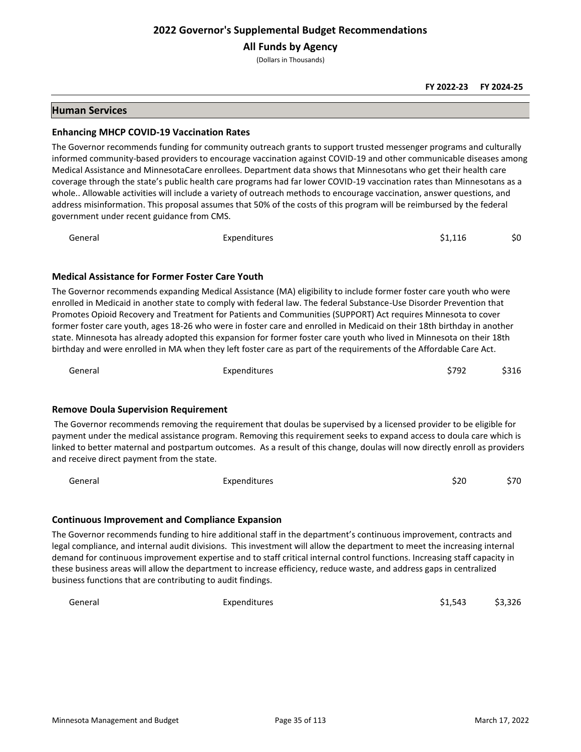# 2022 Governor's Supplemental Budget Recommendations

## All Funds by Agency

(Dollars in Thousands)

| | | FY 2022-23 | FY 2024-25 |
|---|---|---|---|

## Human Services

### Enhancing MHCP COVID-19 Vaccination Rates

The Governor recommends funding for community outreach grants to support trusted messenger programs and culturally informed community-based providers to encourage vaccination against COVID-19 and other communicable diseases among Medical Assistance and MinnesotaCare enrollees. Department data shows that Minnesotans who get their health care coverage through the state's public health care programs had far lower COVID-19 vaccination rates than Minnesotans as a whole.. Allowable activities will include a variety of outreach methods to encourage vaccination, answer questions, and address misinformation. This proposal assumes that 50% of the costs of this program will be reimbursed by the federal government under recent guidance from CMS.

| Fund | Type | FY 2022-23 | FY 2024-25 |
|---|---|---|---|
| General | Expenditures | $1,116 | $0 |

### Medical Assistance for Former Foster Care Youth

The Governor recommends expanding Medical Assistance (MA) eligibility to include former foster care youth who were enrolled in Medicaid in another state to comply with federal law. The federal Substance-Use Disorder Prevention that Promotes Opioid Recovery and Treatment for Patients and Communities (SUPPORT) Act requires Minnesota to cover former foster care youth, ages 18-26 who were in foster care and enrolled in Medicaid on their 18th birthday in another state. Minnesota has already adopted this expansion for former foster care youth who lived in Minnesota on their 18th birthday and were enrolled in MA when they left foster care as part of the requirements of the Affordable Care Act.

| Fund | Type | FY 2022-23 | FY 2024-25 |
|---|---|---|---|
| General | Expenditures | $792 | $316 |

### Remove Doula Supervision Requirement

The Governor recommends removing the requirement that doulas be supervised by a licensed provider to be eligible for payment under the medical assistance program. Removing this requirement seeks to expand access to doula care which is linked to better maternal and postpartum outcomes. As a result of this change, doulas will now directly enroll as providers and receive direct payment from the state.

| Fund | Type | FY 2022-23 | FY 2024-25 |
|---|---|---|---|
| General | Expenditures | $20 | $70 |

### Continuous Improvement and Compliance Expansion

The Governor recommends funding to hire additional staff in the department's continuous improvement, contracts and legal compliance, and internal audit divisions. This investment will allow the department to meet the increasing internal demand for continuous improvement expertise and to staff critical internal control functions. Increasing staff capacity in these business areas will allow the department to increase efficiency, reduce waste, and address gaps in centralized business functions that are contributing to audit findings.

| Fund | Type | FY 2022-23 | FY 2024-25 |
|---|---|---|---|
| General | Expenditures | $1,543 | $3,326 |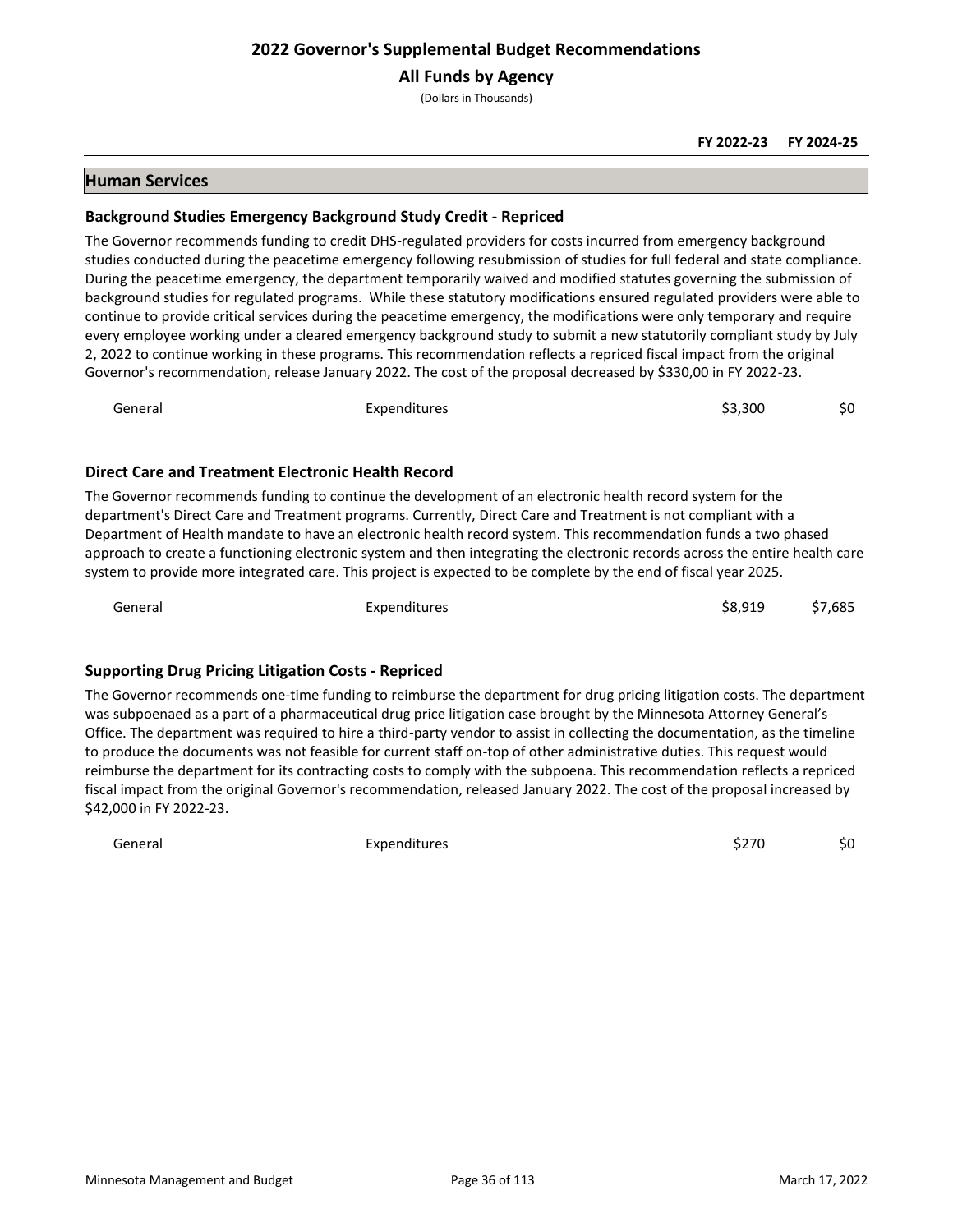## 2022 Governor's Supplemental Budget Recommendations

### All Funds by Agency

(Dollars in Thousands)

| | | FY 2022-23 | FY 2024-25 |
|---|---|---|---|

## Human Services

### Background Studies Emergency Background Study Credit - Repriced

The Governor recommends funding to credit DHS-regulated providers for costs incurred from emergency background studies conducted during the peacetime emergency following resubmission of studies for full federal and state compliance. During the peacetime emergency, the department temporarily waived and modified statutes governing the submission of background studies for regulated programs. While these statutory modifications ensured regulated providers were able to continue to provide critical services during the peacetime emergency, the modifications were only temporary and require every employee working under a cleared emergency background study to submit a new statutorily compliant study by July 2, 2022 to continue working in these programs. This recommendation reflects a repriced fiscal impact from the original Governor's recommendation, release January 2022. The cost of the proposal decreased by $330,00 in FY 2022-23.

| | | FY 2022-23 | FY 2024-25 |
|---|---|---|---|
| General | Expenditures | $3,300 | $0 |

### Direct Care and Treatment Electronic Health Record

The Governor recommends funding to continue the development of an electronic health record system for the department's Direct Care and Treatment programs. Currently, Direct Care and Treatment is not compliant with a Department of Health mandate to have an electronic health record system. This recommendation funds a two phased approach to create a functioning electronic system and then integrating the electronic records across the entire health care system to provide more integrated care. This project is expected to be complete by the end of fiscal year 2025.

| | | FY 2022-23 | FY 2024-25 |
|---|---|---|---|
| General | Expenditures | $8,919 | $7,685 |

### Supporting Drug Pricing Litigation Costs - Repriced

The Governor recommends one-time funding to reimburse the department for drug pricing litigation costs. The department was subpoenaed as a part of a pharmaceutical drug price litigation case brought by the Minnesota Attorney General's Office. The department was required to hire a third-party vendor to assist in collecting the documentation, as the timeline to produce the documents was not feasible for current staff on-top of other administrative duties. This request would reimburse the department for its contracting costs to comply with the subpoena. This recommendation reflects a repriced fiscal impact from the original Governor's recommendation, released January 2022. The cost of the proposal increased by $42,000 in FY 2022-23.

| | | FY 2022-23 | FY 2024-25 |
|---|---|---|---|
| General | Expenditures | $270 | $0 |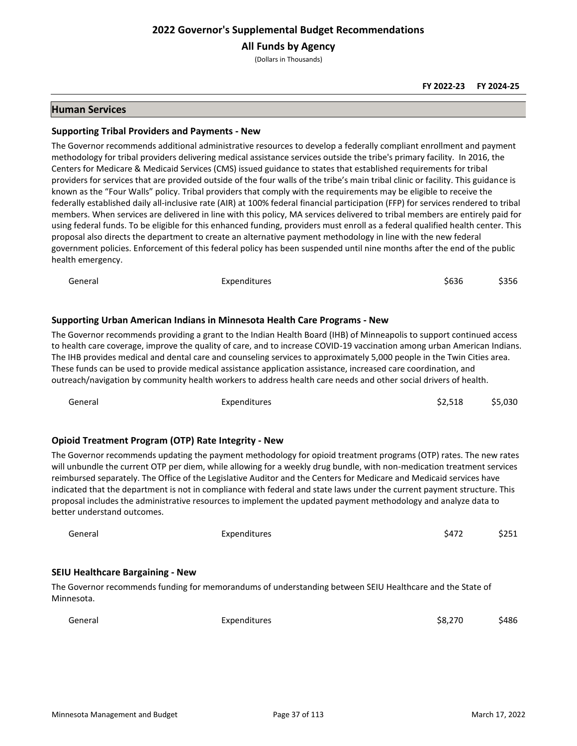# 2022 Governor's Supplemental Budget Recommendations

## All Funds by Agency

(Dollars in Thousands)

| | | FY 2022-23 | FY 2024-25 |
|---|---|---|---|

## Human Services

### Supporting Tribal Providers and Payments - New

The Governor recommends additional administrative resources to develop a federally compliant enrollment and payment methodology for tribal providers delivering medical assistance services outside the tribe's primary facility. In 2016, the Centers for Medicare & Medicaid Services (CMS) issued guidance to states that established requirements for tribal providers for services that are provided outside of the four walls of the tribe's main tribal clinic or facility. This guidance is known as the "Four Walls" policy. Tribal providers that comply with the requirements may be eligible to receive the federally established daily all-inclusive rate (AIR) at 100% federal financial participation (FFP) for services rendered to tribal members. When services are delivered in line with this policy, MA services delivered to tribal members are entirely paid for using federal funds. To be eligible for this enhanced funding, providers must enroll as a federal qualified health center. This proposal also directs the department to create an alternative payment methodology in line with the new federal government policies. Enforcement of this federal policy has been suspended until nine months after the end of the public health emergency.

| | | FY 2022-23 | FY 2024-25 |
|---|---|---|---|
| General | Expenditures | $636 | $356 |

### Supporting Urban American Indians in Minnesota Health Care Programs - New

The Governor recommends providing a grant to the Indian Health Board (IHB) of Minneapolis to support continued access to health care coverage, improve the quality of care, and to increase COVID-19 vaccination among urban American Indians. The IHB provides medical and dental care and counseling services to approximately 5,000 people in the Twin Cities area. These funds can be used to provide medical assistance application assistance, increased care coordination, and outreach/navigation by community health workers to address health care needs and other social drivers of health.

| | | FY 2022-23 | FY 2024-25 |
|---|---|---|---|
| General | Expenditures | $2,518 | $5,030 |

### Opioid Treatment Program (OTP) Rate Integrity - New

The Governor recommends updating the payment methodology for opioid treatment programs (OTP) rates. The new rates will unbundle the current OTP per diem, while allowing for a weekly drug bundle, with non-medication treatment services reimbursed separately. The Office of the Legislative Auditor and the Centers for Medicare and Medicaid services have indicated that the department is not in compliance with federal and state laws under the current payment structure. This proposal includes the administrative resources to implement the updated payment methodology and analyze data to better understand outcomes.

| | | FY 2022-23 | FY 2024-25 |
|---|---|---|---|
| General | Expenditures | $472 | $251 |

### SEIU Healthcare Bargaining - New

The Governor recommends funding for memorandums of understanding between SEIU Healthcare and the State of Minnesota.

| | | FY 2022-23 | FY 2024-25 |
|---|---|---|---|
| General | Expenditures | $8,270 | $486 |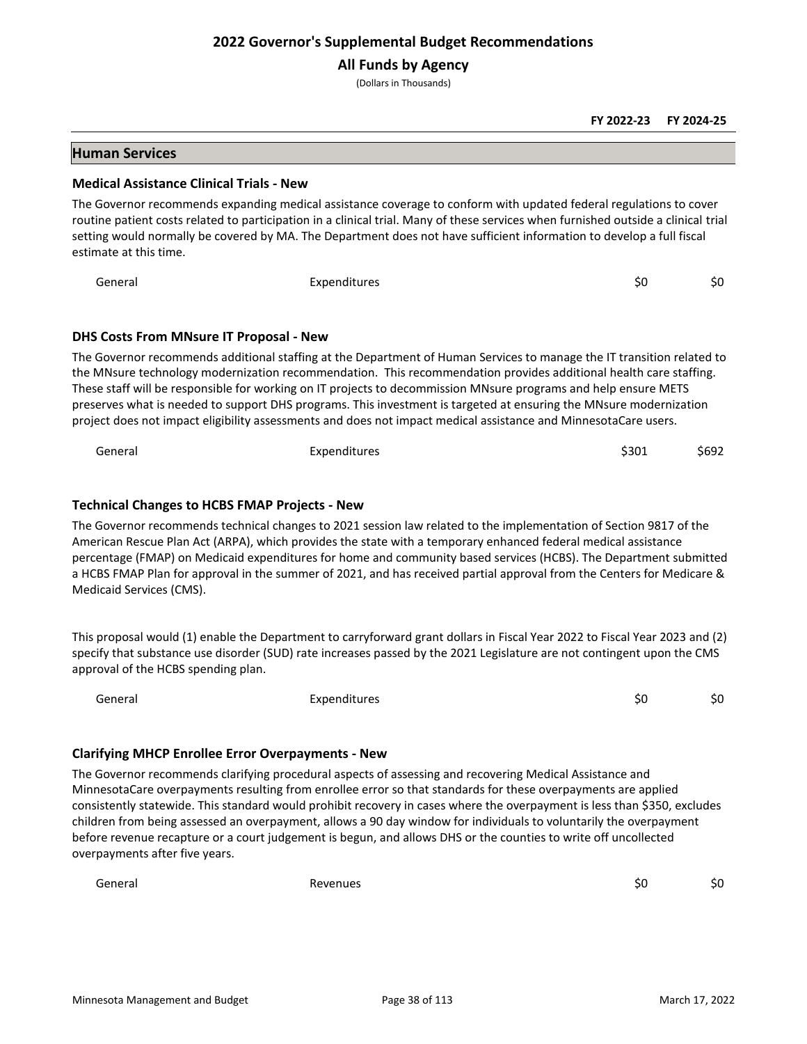# 2022 Governor's Supplemental Budget Recommendations

## All Funds by Agency

(Dollars in Thousands)

| | | FY 2022-23 | FY 2024-25 |
|---|---|---|---|

## Human Services

### Medical Assistance Clinical Trials - New

The Governor recommends expanding medical assistance coverage to conform with updated federal regulations to cover routine patient costs related to participation in a clinical trial. Many of these services when furnished outside a clinical trial setting would normally be covered by MA. The Department does not have sufficient information to develop a full fiscal estimate at this time.

| | | FY 2022-23 | FY 2024-25 |
|---|---|---|---|
| General | Expenditures | $0 | $0 |

### DHS Costs From MNsure IT Proposal - New

The Governor recommends additional staffing at the Department of Human Services to manage the IT transition related to the MNsure technology modernization recommendation. This recommendation provides additional health care staffing. These staff will be responsible for working on IT projects to decommission MNsure programs and help ensure METS preserves what is needed to support DHS programs. This investment is targeted at ensuring the MNsure modernization project does not impact eligibility assessments and does not impact medical assistance and MinnesotaCare users.

| | | FY 2022-23 | FY 2024-25 |
|---|---|---|---|
| General | Expenditures | $301 | $692 |

### Technical Changes to HCBS FMAP Projects - New

The Governor recommends technical changes to 2021 session law related to the implementation of Section 9817 of the American Rescue Plan Act (ARPA), which provides the state with a temporary enhanced federal medical assistance percentage (FMAP) on Medicaid expenditures for home and community based services (HCBS). The Department submitted a HCBS FMAP Plan for approval in the summer of 2021, and has received partial approval from the Centers for Medicare & Medicaid Services (CMS).

This proposal would (1) enable the Department to carryforward grant dollars in Fiscal Year 2022 to Fiscal Year 2023 and (2) specify that substance use disorder (SUD) rate increases passed by the 2021 Legislature are not contingent upon the CMS approval of the HCBS spending plan.

| | | FY 2022-23 | FY 2024-25 |
|---|---|---|---|
| General | Expenditures | $0 | $0 |

### Clarifying MHCP Enrollee Error Overpayments - New

The Governor recommends clarifying procedural aspects of assessing and recovering Medical Assistance and MinnesotaCare overpayments resulting from enrollee error so that standards for these overpayments are applied consistently statewide. This standard would prohibit recovery in cases where the overpayment is less than $350, excludes children from being assessed an overpayment, allows a 90 day window for individuals to voluntarily the overpayment before revenue recapture or a court judgement is begun, and allows DHS or the counties to write off uncollected overpayments after five years.

| | | FY 2022-23 | FY 2024-25 |
|---|---|---|---|
| General | Revenues | $0 | $0 |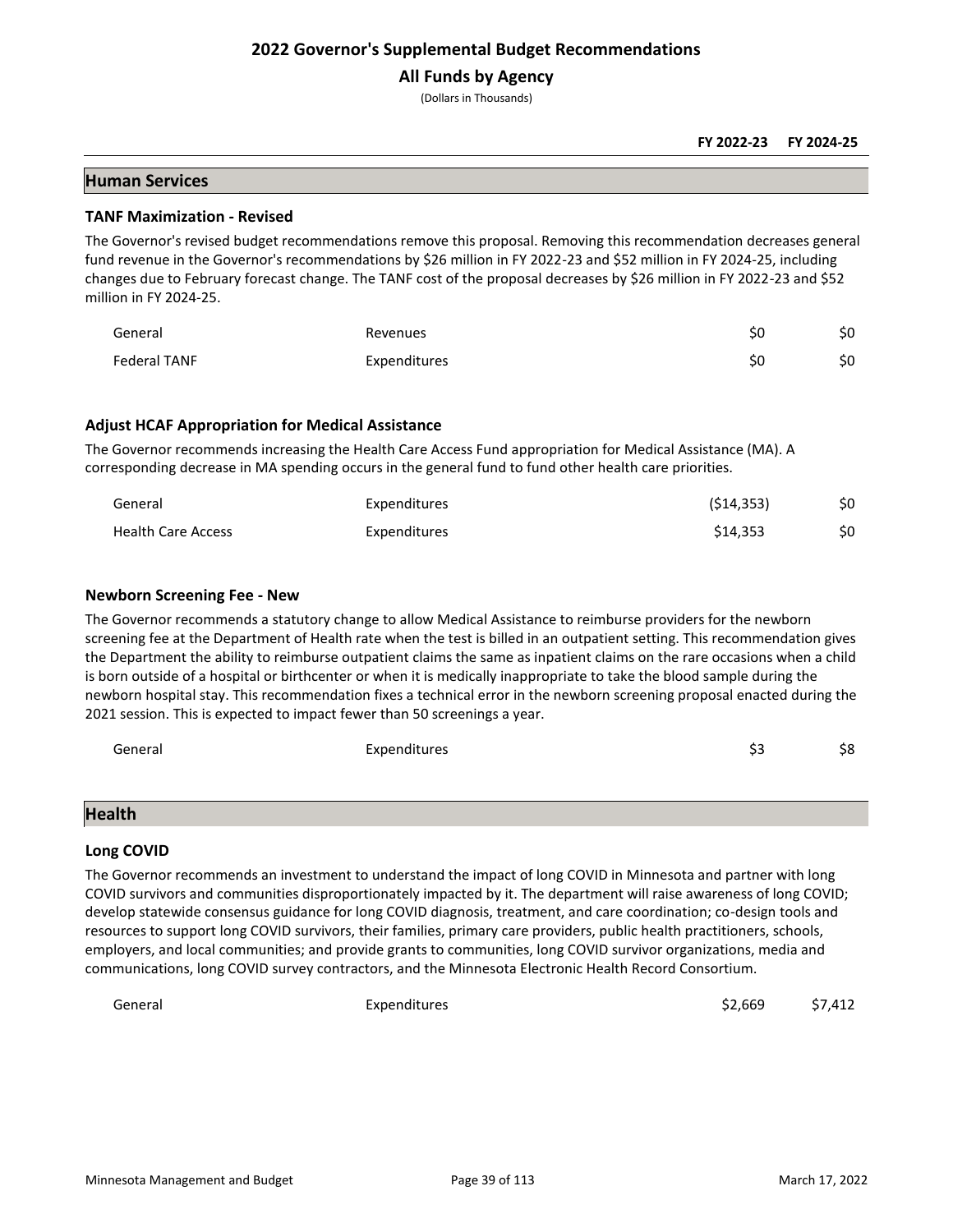# 2022 Governor's Supplemental Budget Recommendations

## All Funds by Agency

(Dollars in Thousands)

| | | FY 2022-23 | FY 2024-25 |
|---|---|---|---|

## Human Services

### TANF Maximization - Revised

The Governor's revised budget recommendations remove this proposal. Removing this recommendation decreases general fund revenue in the Governor's recommendations by $26 million in FY 2022-23 and $52 million in FY 2024-25, including changes due to February forecast change. The TANF cost of the proposal decreases by $26 million in FY 2022-23 and $52 million in FY 2024-25.

| Fund | Type | FY 2022-23 | FY 2024-25 |
|---|---|---|---|
| General | Revenues | $0 | $0 |
| Federal TANF | Expenditures | $0 | $0 |

### Adjust HCAF Appropriation for Medical Assistance

The Governor recommends increasing the Health Care Access Fund appropriation for Medical Assistance (MA). A corresponding decrease in MA spending occurs in the general fund to fund other health care priorities.

| Fund | Type | FY 2022-23 | FY 2024-25 |
|---|---|---|---|
| General | Expenditures | ($14,353) | $0 |
| Health Care Access | Expenditures | $14,353 | $0 |

### Newborn Screening Fee - New

The Governor recommends a statutory change to allow Medical Assistance to reimburse providers for the newborn screening fee at the Department of Health rate when the test is billed in an outpatient setting. This recommendation gives the Department the ability to reimburse outpatient claims the same as inpatient claims on the rare occasions when a child is born outside of a hospital or birthcenter or when it is medically inappropriate to take the blood sample during the newborn hospital stay. This recommendation fixes a technical error in the newborn screening proposal enacted during the 2021 session. This is expected to impact fewer than 50 screenings a year.

| Fund | Type | FY 2022-23 | FY 2024-25 |
|---|---|---|---|
| General | Expenditures | $3 | $8 |

## Health

### Long COVID

The Governor recommends an investment to understand the impact of long COVID in Minnesota and partner with long COVID survivors and communities disproportionately impacted by it. The department will raise awareness of long COVID; develop statewide consensus guidance for long COVID diagnosis, treatment, and care coordination; co-design tools and resources to support long COVID survivors, their families, primary care providers, public health practitioners, schools, employers, and local communities; and provide grants to communities, long COVID survivor organizations, media and communications, long COVID survey contractors, and the Minnesota Electronic Health Record Consortium.

| Fund | Type | FY 2022-23 | FY 2024-25 |
|---|---|---|---|
| General | Expenditures | $2,669 | $7,412 |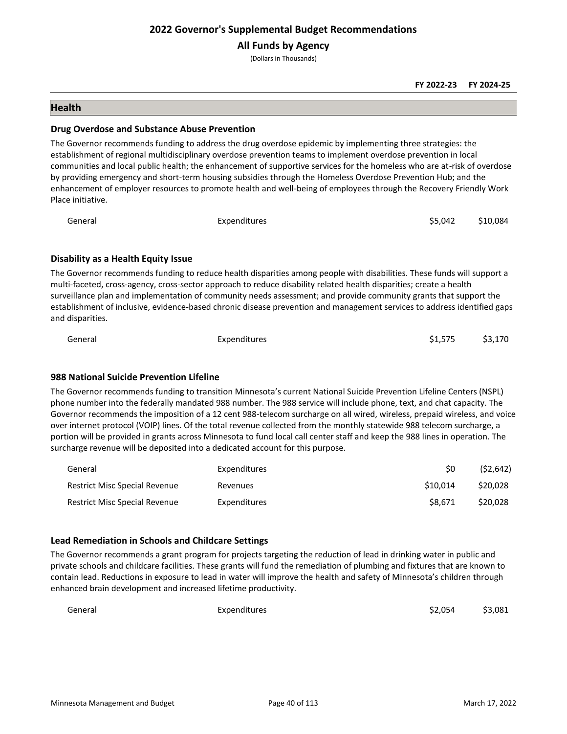# 2022 Governor's Supplemental Budget Recommendations

## All Funds by Agency

(Dollars in Thousands)

## Health

### Drug Overdose and Substance Abuse Prevention

The Governor recommends funding to address the drug overdose epidemic by implementing three strategies: the establishment of regional multidisciplinary overdose prevention teams to implement overdose prevention in local communities and local public health; the enhancement of supportive services for the homeless who are at-risk of overdose by providing emergency and short-term housing subsidies through the Homeless Overdose Prevention Hub; and the enhancement of employer resources to promote health and well-being of employees through the Recovery Friendly Work Place initiative.

| Fund | Type | FY 2022-23 | FY 2024-25 |
|---|---|---|---|
| General | Expenditures | $5,042 | $10,084 |

### Disability as a Health Equity Issue

The Governor recommends funding to reduce health disparities among people with disabilities. These funds will support a multi-faceted, cross-agency, cross-sector approach to reduce disability related health disparities; create a health surveillance plan and implementation of community needs assessment; and provide community grants that support the establishment of inclusive, evidence-based chronic disease prevention and management services to address identified gaps and disparities.

| Fund | Type | FY 2022-23 | FY 2024-25 |
|---|---|---|---|
| General | Expenditures | $1,575 | $3,170 |

### 988 National Suicide Prevention Lifeline

The Governor recommends funding to transition Minnesota's current National Suicide Prevention Lifeline Centers (NSPL) phone number into the federally mandated 988 number. The 988 service will include phone, text, and chat capacity. The Governor recommends the imposition of a 12 cent 988-telecom surcharge on all wired, wireless, prepaid wireless, and voice over internet protocol (VOIP) lines. Of the total revenue collected from the monthly statewide 988 telecom surcharge, a portion will be provided in grants across Minnesota to fund local call center staff and keep the 988 lines in operation. The surcharge revenue will be deposited into a dedicated account for this purpose.

| Fund | Type | FY 2022-23 | FY 2024-25 |
|---|---|---|---|
| General | Expenditures | $0 | ($2,642) |
| Restrict Misc Special Revenue | Revenues | $10,014 | $20,028 |
| Restrict Misc Special Revenue | Expenditures | $8,671 | $20,028 |

### Lead Remediation in Schools and Childcare Settings

The Governor recommends a grant program for projects targeting the reduction of lead in drinking water in public and private schools and childcare facilities. These grants will fund the remediation of plumbing and fixtures that are known to contain lead. Reductions in exposure to lead in water will improve the health and safety of Minnesota's children through enhanced brain development and increased lifetime productivity.

| Fund | Type | FY 2022-23 | FY 2024-25 |
|---|---|---|---|
| General | Expenditures | $2,054 | $3,081 |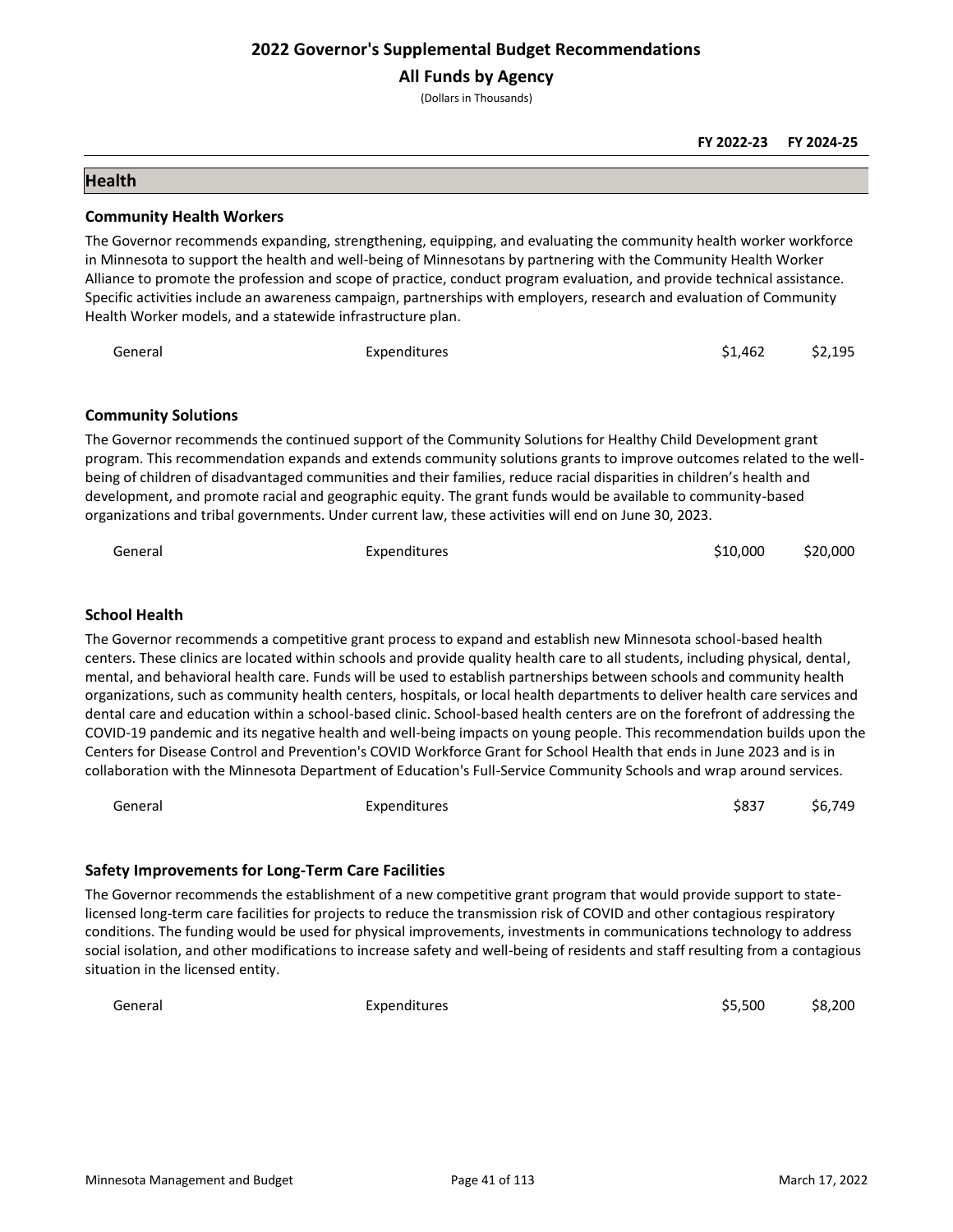# 2022 Governor's Supplemental Budget Recommendations

## All Funds by Agency

(Dollars in Thousands)

| | | FY 2022-23 | FY 2024-25 |
|---|---|---|---|

## Health

### Community Health Workers

The Governor recommends expanding, strengthening, equipping, and evaluating the community health worker workforce in Minnesota to support the health and well-being of Minnesotans by partnering with the Community Health Worker Alliance to promote the profession and scope of practice, conduct program evaluation, and provide technical assistance. Specific activities include an awareness campaign, partnerships with employers, research and evaluation of Community Health Worker models, and a statewide infrastructure plan.

| | | FY 2022-23 | FY 2024-25 |
|---|---|---|---|
| General | Expenditures | $1,462 | $2,195 |

### Community Solutions

The Governor recommends the continued support of the Community Solutions for Healthy Child Development grant program. This recommendation expands and extends community solutions grants to improve outcomes related to the well-being of children of disadvantaged communities and their families, reduce racial disparities in children's health and development, and promote racial and geographic equity. The grant funds would be available to community-based organizations and tribal governments. Under current law, these activities will end on June 30, 2023.

| | | FY 2022-23 | FY 2024-25 |
|---|---|---|---|
| General | Expenditures | $10,000 | $20,000 |

### School Health

The Governor recommends a competitive grant process to expand and establish new Minnesota school-based health centers. These clinics are located within schools and provide quality health care to all students, including physical, dental, mental, and behavioral health care. Funds will be used to establish partnerships between schools and community health organizations, such as community health centers, hospitals, or local health departments to deliver health care services and dental care and education within a school-based clinic. School-based health centers are on the forefront of addressing the COVID-19 pandemic and its negative health and well-being impacts on young people. This recommendation builds upon the Centers for Disease Control and Prevention's COVID Workforce Grant for School Health that ends in June 2023 and is in collaboration with the Minnesota Department of Education's Full-Service Community Schools and wrap around services.

| | | FY 2022-23 | FY 2024-25 |
|---|---|---|---|
| General | Expenditures | $837 | $6,749 |

### Safety Improvements for Long-Term Care Facilities

The Governor recommends the establishment of a new competitive grant program that would provide support to state-licensed long-term care facilities for projects to reduce the transmission risk of COVID and other contagious respiratory conditions. The funding would be used for physical improvements, investments in communications technology to address social isolation, and other modifications to increase safety and well-being of residents and staff resulting from a contagious situation in the licensed entity.

| | | FY 2022-23 | FY 2024-25 |
|---|---|---|---|
| General | Expenditures | $5,500 | $8,200 |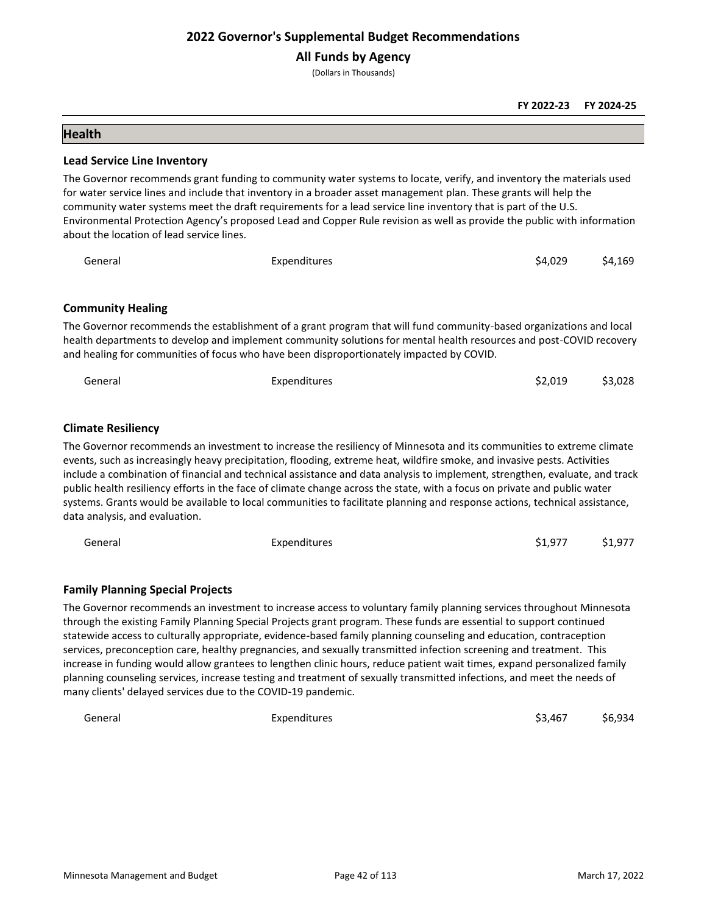# 2022 Governor's Supplemental Budget Recommendations

## All Funds by Agency

(Dollars in Thousands)

| | | FY 2022-23 | FY 2024-25 |
|---|---|---|---|

## Health

### Lead Service Line Inventory

The Governor recommends grant funding to community water systems to locate, verify, and inventory the materials used for water service lines and include that inventory in a broader asset management plan. These grants will help the community water systems meet the draft requirements for a lead service line inventory that is part of the U.S. Environmental Protection Agency's proposed Lead and Copper Rule revision as well as provide the public with information about the location of lead service lines.

| | | FY 2022-23 | FY 2024-25 |
|---|---|---|---|
| General | Expenditures | $4,029 | $4,169 |

### Community Healing

The Governor recommends the establishment of a grant program that will fund community-based organizations and local health departments to develop and implement community solutions for mental health resources and post-COVID recovery and healing for communities of focus who have been disproportionately impacted by COVID.

| | | FY 2022-23 | FY 2024-25 |
|---|---|---|---|
| General | Expenditures | $2,019 | $3,028 |

### Climate Resiliency

The Governor recommends an investment to increase the resiliency of Minnesota and its communities to extreme climate events, such as increasingly heavy precipitation, flooding, extreme heat, wildfire smoke, and invasive pests. Activities include a combination of financial and technical assistance and data analysis to implement, strengthen, evaluate, and track public health resiliency efforts in the face of climate change across the state, with a focus on private and public water systems. Grants would be available to local communities to facilitate planning and response actions, technical assistance, data analysis, and evaluation.

| | | FY 2022-23 | FY 2024-25 |
|---|---|---|---|
| General | Expenditures | $1,977 | $1,977 |

### Family Planning Special Projects

The Governor recommends an investment to increase access to voluntary family planning services throughout Minnesota through the existing Family Planning Special Projects grant program. These funds are essential to support continued statewide access to culturally appropriate, evidence-based family planning counseling and education, contraception services, preconception care, healthy pregnancies, and sexually transmitted infection screening and treatment. This increase in funding would allow grantees to lengthen clinic hours, reduce patient wait times, expand personalized family planning counseling services, increase testing and treatment of sexually transmitted infections, and meet the needs of many clients' delayed services due to the COVID-19 pandemic.

| | | FY 2022-23 | FY 2024-25 |
|---|---|---|---|
| General | Expenditures | $3,467 | $6,934 |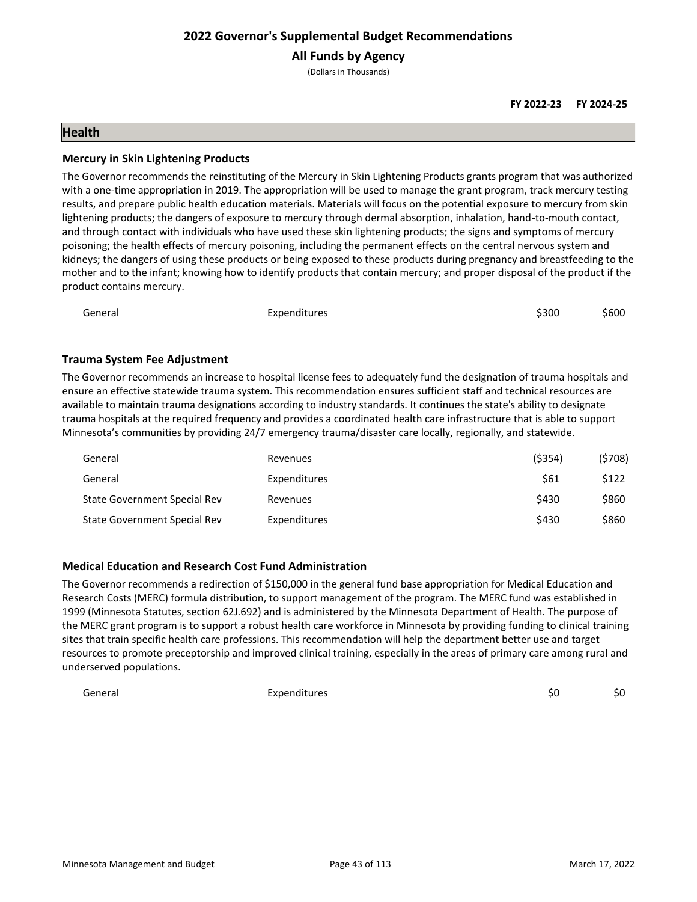# 2022 Governor's Supplemental Budget Recommendations

## All Funds by Agency

(Dollars in Thousands)

| | | FY 2022-23 | FY 2024-25 |
|---|---|---|---|

## Health

### Mercury in Skin Lightening Products

The Governor recommends the reinstituting of the Mercury in Skin Lightening Products grants program that was authorized with a one-time appropriation in 2019. The appropriation will be used to manage the grant program, track mercury testing results, and prepare public health education materials. Materials will focus on the potential exposure to mercury from skin lightening products; the dangers of exposure to mercury through dermal absorption, inhalation, hand-to-mouth contact, and through contact with individuals who have used these skin lightening products; the signs and symptoms of mercury poisoning; the health effects of mercury poisoning, including the permanent effects on the central nervous system and kidneys; the dangers of using these products or being exposed to these products during pregnancy and breastfeeding to the mother and to the infant; knowing how to identify products that contain mercury; and proper disposal of the product if the product contains mercury.

| Fund | Type | FY 2022-23 | FY 2024-25 |
|---|---|---|---|
| General | Expenditures | $300 | $600 |

### Trauma System Fee Adjustment

The Governor recommends an increase to hospital license fees to adequately fund the designation of trauma hospitals and ensure an effective statewide trauma system. This recommendation ensures sufficient staff and technical resources are available to maintain trauma designations according to industry standards. It continues the state's ability to designate trauma hospitals at the required frequency and provides a coordinated health care infrastructure that is able to support Minnesota's communities by providing 24/7 emergency trauma/disaster care locally, regionally, and statewide.

| Fund | Type | FY 2022-23 | FY 2024-25 |
|---|---|---|---|
| General | Revenues | ($354) | ($708) |
| General | Expenditures | $61 | $122 |
| State Government Special Rev | Revenues | $430 | $860 |
| State Government Special Rev | Expenditures | $430 | $860 |

### Medical Education and Research Cost Fund Administration

The Governor recommends a redirection of $150,000 in the general fund base appropriation for Medical Education and Research Costs (MERC) formula distribution, to support management of the program. The MERC fund was established in 1999 (Minnesota Statutes, section 62J.692) and is administered by the Minnesota Department of Health. The purpose of the MERC grant program is to support a robust health care workforce in Minnesota by providing funding to clinical training sites that train specific health care professions. This recommendation will help the department better use and target resources to promote preceptorship and improved clinical training, especially in the areas of primary care among rural and underserved populations.

| Fund | Type | FY 2022-23 | FY 2024-25 |
|---|---|---|---|
| General | Expenditures | $0 | $0 |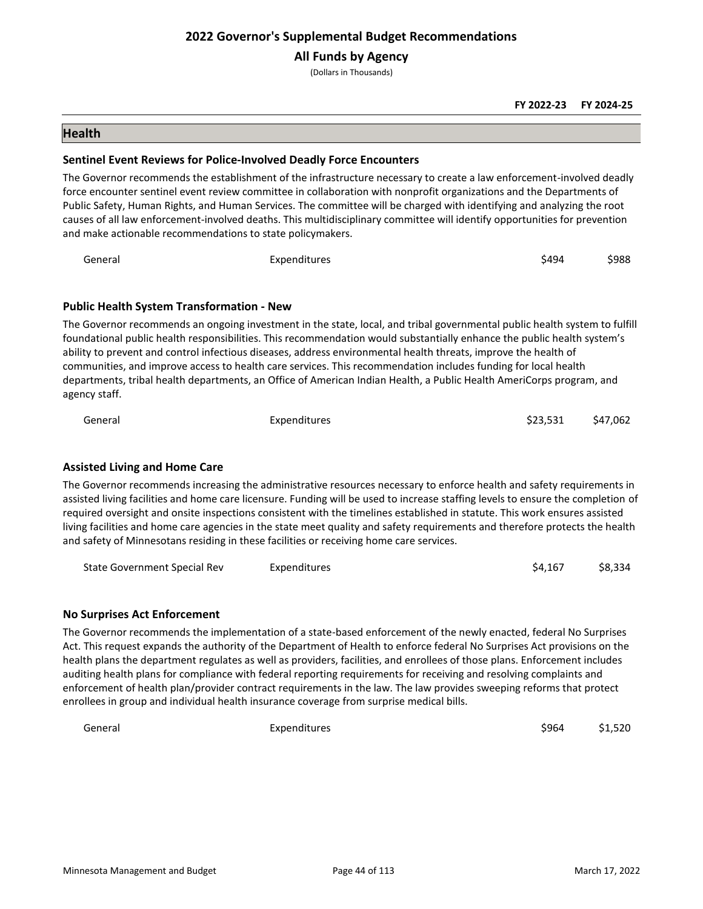# 2022 Governor's Supplemental Budget Recommendations

## All Funds by Agency

(Dollars in Thousands)

| | | FY 2022-23 | FY 2024-25 |
|---|---|---|---|

## Health

### Sentinel Event Reviews for Police-Involved Deadly Force Encounters

The Governor recommends the establishment of the infrastructure necessary to create a law enforcement-involved deadly force encounter sentinel event review committee in collaboration with nonprofit organizations and the Departments of Public Safety, Human Rights, and Human Services. The committee will be charged with identifying and analyzing the root causes of all law enforcement-involved deaths. This multidisciplinary committee will identify opportunities for prevention and make actionable recommendations to state policymakers.

| Fund | Type | FY 2022-23 | FY 2024-25 |
|---|---|---|---|
| General | Expenditures | $494 | $988 |

### Public Health System Transformation - New

The Governor recommends an ongoing investment in the state, local, and tribal governmental public health system to fulfill foundational public health responsibilities. This recommendation would substantially enhance the public health system's ability to prevent and control infectious diseases, address environmental health threats, improve the health of communities, and improve access to health care services. This recommendation includes funding for local health departments, tribal health departments, an Office of American Indian Health, a Public Health AmeriCorps program, and agency staff.

| Fund | Type | FY 2022-23 | FY 2024-25 |
|---|---|---|---|
| General | Expenditures | $23,531 | $47,062 |

### Assisted Living and Home Care

The Governor recommends increasing the administrative resources necessary to enforce health and safety requirements in assisted living facilities and home care licensure. Funding will be used to increase staffing levels to ensure the completion of required oversight and onsite inspections consistent with the timelines established in statute. This work ensures assisted living facilities and home care agencies in the state meet quality and safety requirements and therefore protects the health and safety of Minnesotans residing in these facilities or receiving home care services.

| Fund | Type | FY 2022-23 | FY 2024-25 |
|---|---|---|---|
| State Government Special Rev | Expenditures | $4,167 | $8,334 |

### No Surprises Act Enforcement

The Governor recommends the implementation of a state-based enforcement of the newly enacted, federal No Surprises Act. This request expands the authority of the Department of Health to enforce federal No Surprises Act provisions on the health plans the department regulates as well as providers, facilities, and enrollees of those plans. Enforcement includes auditing health plans for compliance with federal reporting requirements for receiving and resolving complaints and enforcement of health plan/provider contract requirements in the law. The law provides sweeping reforms that protect enrollees in group and individual health insurance coverage from surprise medical bills.

| Fund | Type | FY 2022-23 | FY 2024-25 |
|---|---|---|---|
| General | Expenditures | $964 | $1,520 |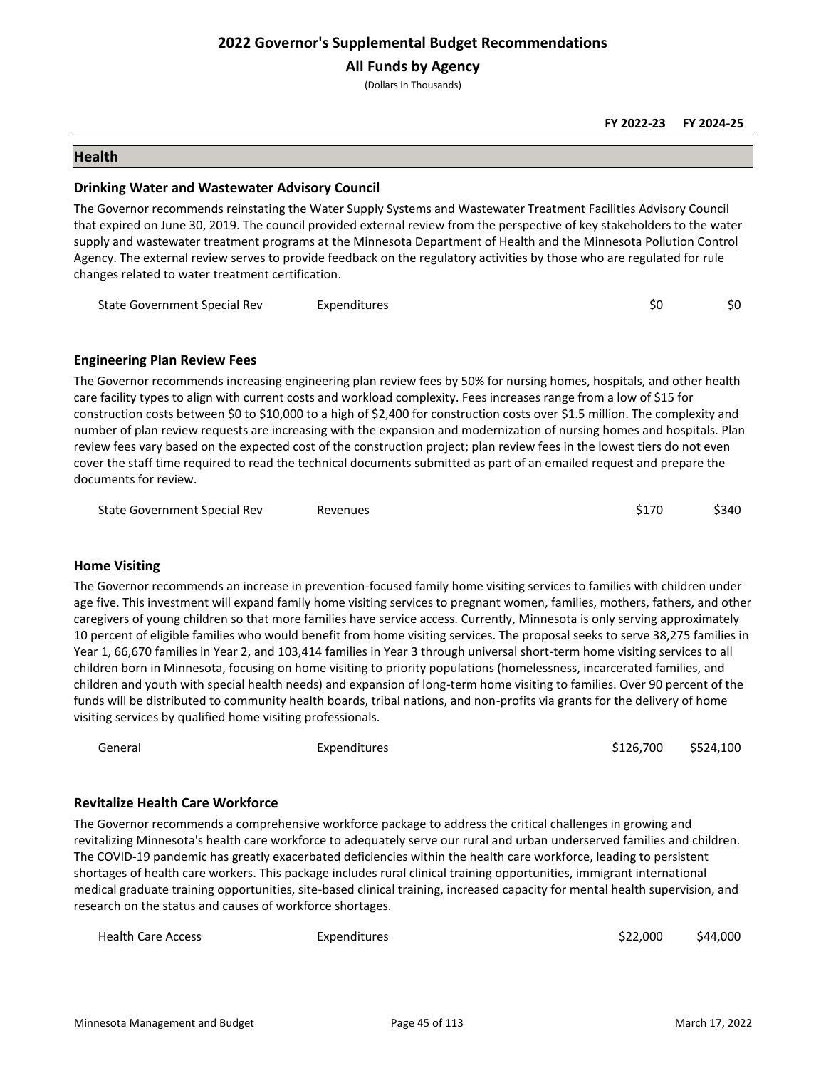# 2022 Governor's Supplemental Budget Recommendations

## All Funds by Agency

(Dollars in Thousands)

| | | FY 2022-23 | FY 2024-25 |
|---|---|---|---|

## Health

### Drinking Water and Wastewater Advisory Council

The Governor recommends reinstating the Water Supply Systems and Wastewater Treatment Facilities Advisory Council that expired on June 30, 2019. The council provided external review from the perspective of key stakeholders to the water supply and wastewater treatment programs at the Minnesota Department of Health and the Minnesota Pollution Control Agency. The external review serves to provide feedback on the regulatory activities by those who are regulated for rule changes related to water treatment certification.

| Fund | Type | FY 2022-23 | FY 2024-25 |
|---|---|---|---|
| State Government Special Rev | Expenditures | $0 | $0 |

### Engineering Plan Review Fees

The Governor recommends increasing engineering plan review fees by 50% for nursing homes, hospitals, and other health care facility types to align with current costs and workload complexity. Fees increases range from a low of $15 for construction costs between $0 to $10,000 to a high of $2,400 for construction costs over $1.5 million. The complexity and number of plan review requests are increasing with the expansion and modernization of nursing homes and hospitals. Plan review fees vary based on the expected cost of the construction project; plan review fees in the lowest tiers do not even cover the staff time required to read the technical documents submitted as part of an emailed request and prepare the documents for review.

| Fund | Type | FY 2022-23 | FY 2024-25 |
|---|---|---|---|
| State Government Special Rev | Revenues | $170 | $340 |

### Home Visiting

The Governor recommends an increase in prevention-focused family home visiting services to families with children under age five. This investment will expand family home visiting services to pregnant women, families, mothers, fathers, and other caregivers of young children so that more families have service access. Currently, Minnesota is only serving approximately 10 percent of eligible families who would benefit from home visiting services. The proposal seeks to serve 38,275 families in Year 1, 66,670 families in Year 2, and 103,414 families in Year 3 through universal short-term home visiting services to all children born in Minnesota, focusing on home visiting to priority populations (homelessness, incarcerated families, and children and youth with special health needs) and expansion of long-term home visiting to families. Over 90 percent of the funds will be distributed to community health boards, tribal nations, and non-profits via grants for the delivery of home visiting services by qualified home visiting professionals.

| Fund | Type | FY 2022-23 | FY 2024-25 |
|---|---|---|---|
| General | Expenditures | $126,700 | $524,100 |

### Revitalize Health Care Workforce

The Governor recommends a comprehensive workforce package to address the critical challenges in growing and revitalizing Minnesota's health care workforce to adequately serve our rural and urban underserved families and children. The COVID-19 pandemic has greatly exacerbated deficiencies within the health care workforce, leading to persistent shortages of health care workers. This package includes rural clinical training opportunities, immigrant international medical graduate training opportunities, site-based clinical training, increased capacity for mental health supervision, and research on the status and causes of workforce shortages.

| Fund | Type | FY 2022-23 | FY 2024-25 |
|---|---|---|---|
| Health Care Access | Expenditures | $22,000 | $44,000 |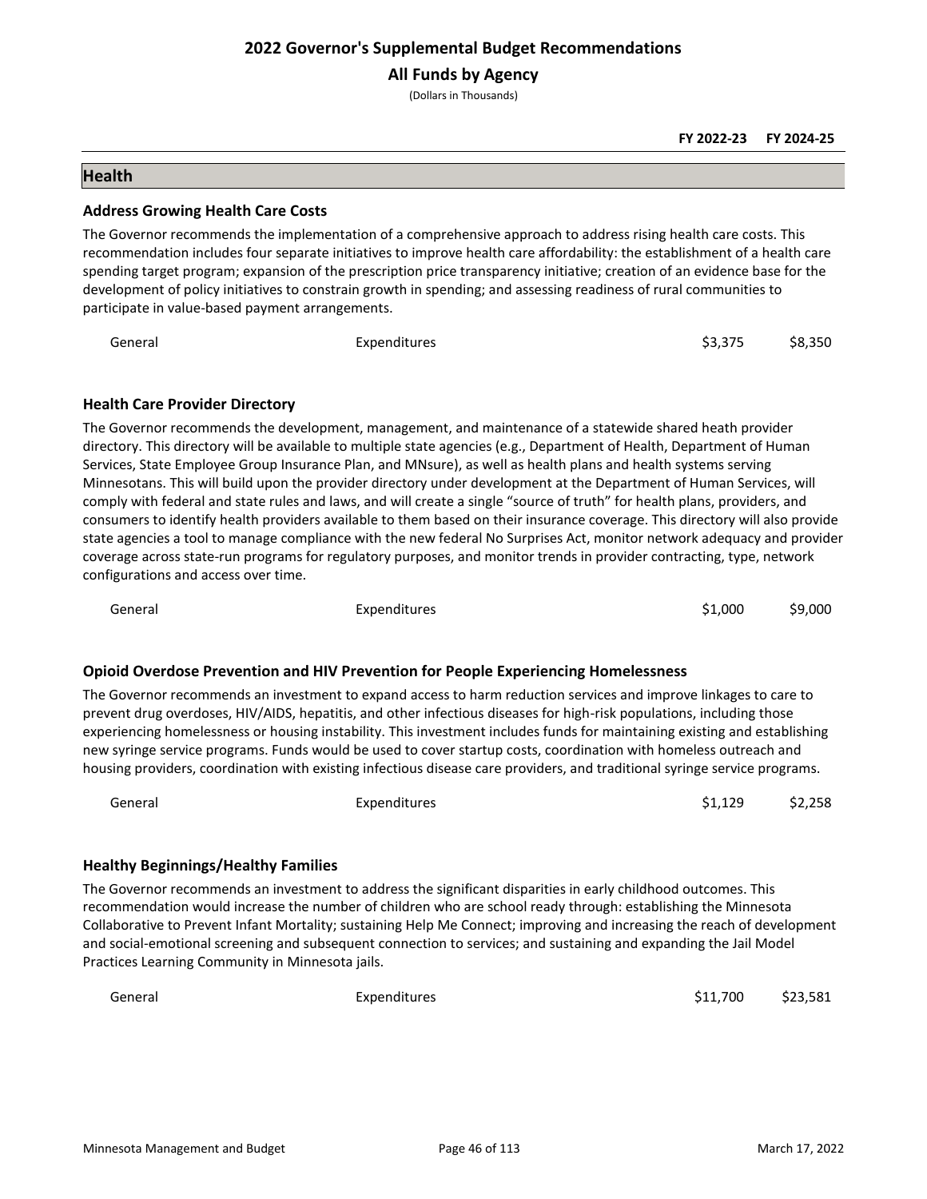# 2022 Governor's Supplemental Budget Recommendations

## All Funds by Agency

(Dollars in Thousands)

| | | FY 2022-23 | FY 2024-25 |
|---|---|---|---|

## Health

### Address Growing Health Care Costs

The Governor recommends the implementation of a comprehensive approach to address rising health care costs. This recommendation includes four separate initiatives to improve health care affordability: the establishment of a health care spending target program; expansion of the prescription price transparency initiative; creation of an evidence base for the development of policy initiatives to constrain growth in spending; and assessing readiness of rural communities to participate in value-based payment arrangements.

| | | FY 2022-23 | FY 2024-25 |
|---|---|---|---|
| General | Expenditures | $3,375 | $8,350 |

### Health Care Provider Directory

The Governor recommends the development, management, and maintenance of a statewide shared heath provider directory. This directory will be available to multiple state agencies (e.g., Department of Health, Department of Human Services, State Employee Group Insurance Plan, and MNsure), as well as health plans and health systems serving Minnesotans. This will build upon the provider directory under development at the Department of Human Services, will comply with federal and state rules and laws, and will create a single "source of truth" for health plans, providers, and consumers to identify health providers available to them based on their insurance coverage. This directory will also provide state agencies a tool to manage compliance with the new federal No Surprises Act, monitor network adequacy and provider coverage across state-run programs for regulatory purposes, and monitor trends in provider contracting, type, network configurations and access over time.

| | | FY 2022-23 | FY 2024-25 |
|---|---|---|---|
| General | Expenditures | $1,000 | $9,000 |

### Opioid Overdose Prevention and HIV Prevention for People Experiencing Homelessness

The Governor recommends an investment to expand access to harm reduction services and improve linkages to care to prevent drug overdoses, HIV/AIDS, hepatitis, and other infectious diseases for high-risk populations, including those experiencing homelessness or housing instability. This investment includes funds for maintaining existing and establishing new syringe service programs. Funds would be used to cover startup costs, coordination with homeless outreach and housing providers, coordination with existing infectious disease care providers, and traditional syringe service programs.

| | | FY 2022-23 | FY 2024-25 |
|---|---|---|---|
| General | Expenditures | $1,129 | $2,258 |

### Healthy Beginnings/Healthy Families

The Governor recommends an investment to address the significant disparities in early childhood outcomes. This recommendation would increase the number of children who are school ready through: establishing the Minnesota Collaborative to Prevent Infant Mortality; sustaining Help Me Connect; improving and increasing the reach of development and social-emotional screening and subsequent connection to services; and sustaining and expanding the Jail Model Practices Learning Community in Minnesota jails.

| | | FY 2022-23 | FY 2024-25 |
|---|---|---|---|
| General | Expenditures | $11,700 | $23,581 |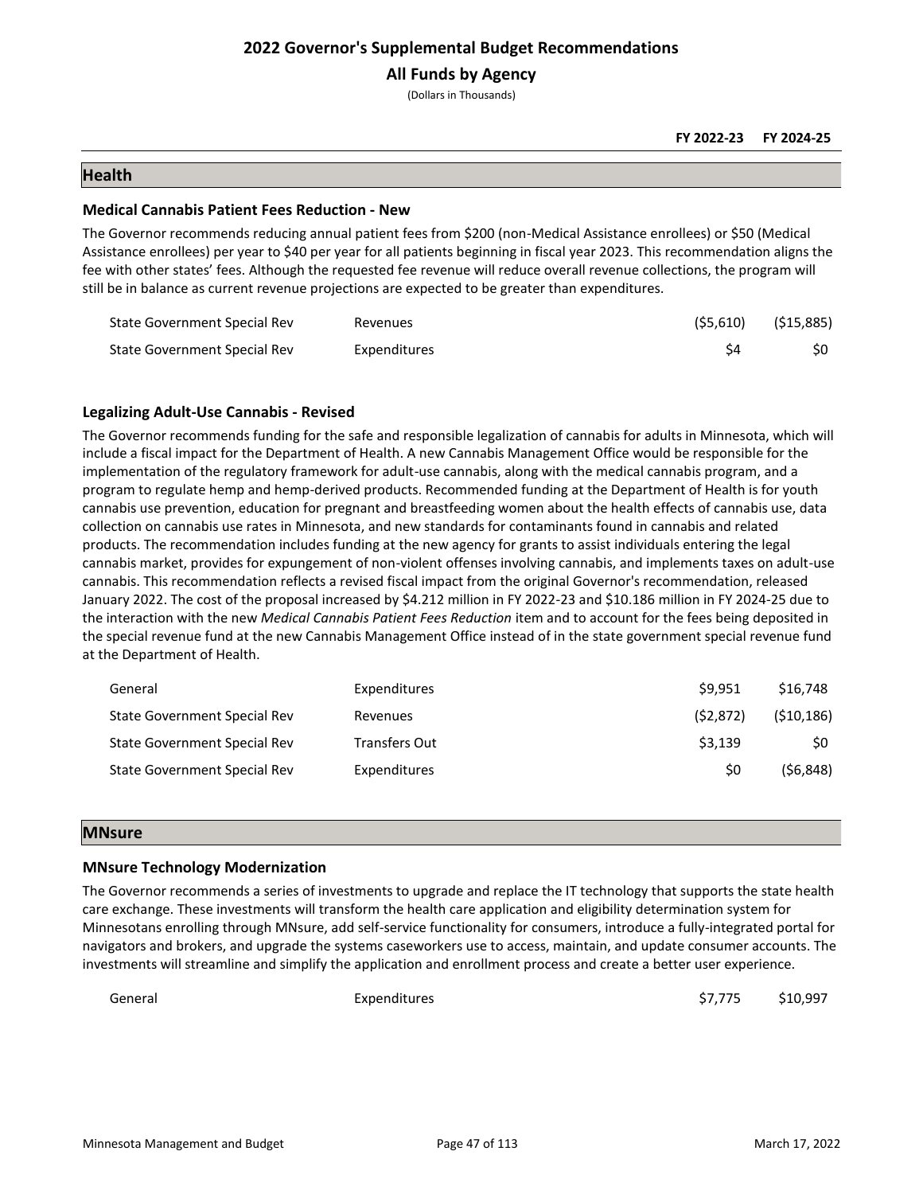# 2022 Governor's Supplemental Budget Recommendations

## All Funds by Agency

(Dollars in Thousands)

| | | FY 2022-23 | FY 2024-25 |
|---|---|---|---|

## Health

### Medical Cannabis Patient Fees Reduction - New

The Governor recommends reducing annual patient fees from $200 (non-Medical Assistance enrollees) or $50 (Medical Assistance enrollees) per year to $40 per year for all patients beginning in fiscal year 2023. This recommendation aligns the fee with other states' fees. Although the requested fee revenue will reduce overall revenue collections, the program will still be in balance as current revenue projections are expected to be greater than expenditures.

| Fund | Type | FY 2022-23 | FY 2024-25 |
|---|---|---|---|
| State Government Special Rev | Revenues | ($5,610) | ($15,885) |
| State Government Special Rev | Expenditures | $4 | $0 |

### Legalizing Adult-Use Cannabis - Revised

The Governor recommends funding for the safe and responsible legalization of cannabis for adults in Minnesota, which will include a fiscal impact for the Department of Health. A new Cannabis Management Office would be responsible for the implementation of the regulatory framework for adult-use cannabis, along with the medical cannabis program, and a program to regulate hemp and hemp-derived products. Recommended funding at the Department of Health is for youth cannabis use prevention, education for pregnant and breastfeeding women about the health effects of cannabis use, data collection on cannabis use rates in Minnesota, and new standards for contaminants found in cannabis and related products. The recommendation includes funding at the new agency for grants to assist individuals entering the legal cannabis market, provides for expungement of non-violent offenses involving cannabis, and implements taxes on adult-use cannabis. This recommendation reflects a revised fiscal impact from the original Governor's recommendation, released January 2022. The cost of the proposal increased by $4.212 million in FY 2022-23 and $10.186 million in FY 2024-25 due to the interaction with the new *Medical Cannabis Patient Fees Reduction* item and to account for the fees being deposited in the special revenue fund at the new Cannabis Management Office instead of in the state government special revenue fund at the Department of Health.

| Fund | Type | FY 2022-23 | FY 2024-25 |
|---|---|---|---|
| General | Expenditures | $9,951 | $16,748 |
| State Government Special Rev | Revenues | ($2,872) | ($10,186) |
| State Government Special Rev | Transfers Out | $3,139 | $0 |
| State Government Special Rev | Expenditures | $0 | ($6,848) |

## MNsure

### MNsure Technology Modernization

The Governor recommends a series of investments to upgrade and replace the IT technology that supports the state health care exchange. These investments will transform the health care application and eligibility determination system for Minnesotans enrolling through MNsure, add self-service functionality for consumers, introduce a fully-integrated portal for navigators and brokers, and upgrade the systems caseworkers use to access, maintain, and update consumer accounts. The investments will streamline and simplify the application and enrollment process and create a better user experience.

| Fund | Type | FY 2022-23 | FY 2024-25 |
|---|---|---|---|
| General | Expenditures | $7,775 | $10,997 |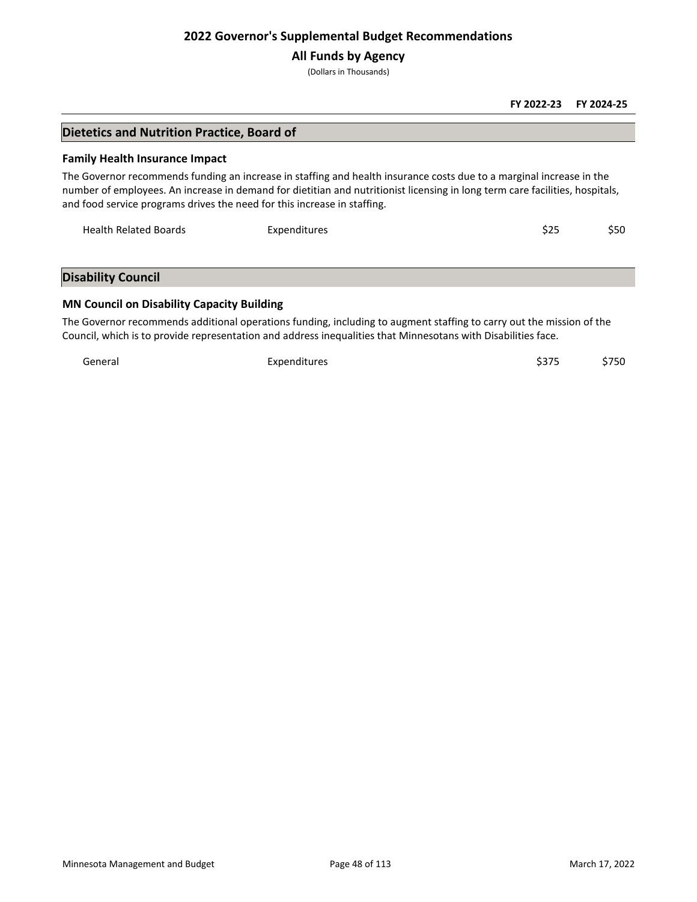# 2022 Governor's Supplemental Budget Recommendations

## All Funds by Agency

(Dollars in Thousands)

| | | FY 2022-23 | FY 2024-25 |
|---|---|---|---|

## Dietetics and Nutrition Practice, Board of

### Family Health Insurance Impact

The Governor recommends funding an increase in staffing and health insurance costs due to a marginal increase in the number of employees. An increase in demand for dietitian and nutritionist licensing in long term care facilities, hospitals, and food service programs drives the need for this increase in staffing.

| | | FY 2022-23 | FY 2024-25 |
|---|---|---|---|
| Health Related Boards | Expenditures | $25 | $50 |

## Disability Council

### MN Council on Disability Capacity Building

The Governor recommends additional operations funding, including to augment staffing to carry out the mission of the Council, which is to provide representation and address inequalities that Minnesotans with Disabilities face.

| | | FY 2022-23 | FY 2024-25 |
|---|---|---|---|
| General | Expenditures | $375 | $750 |